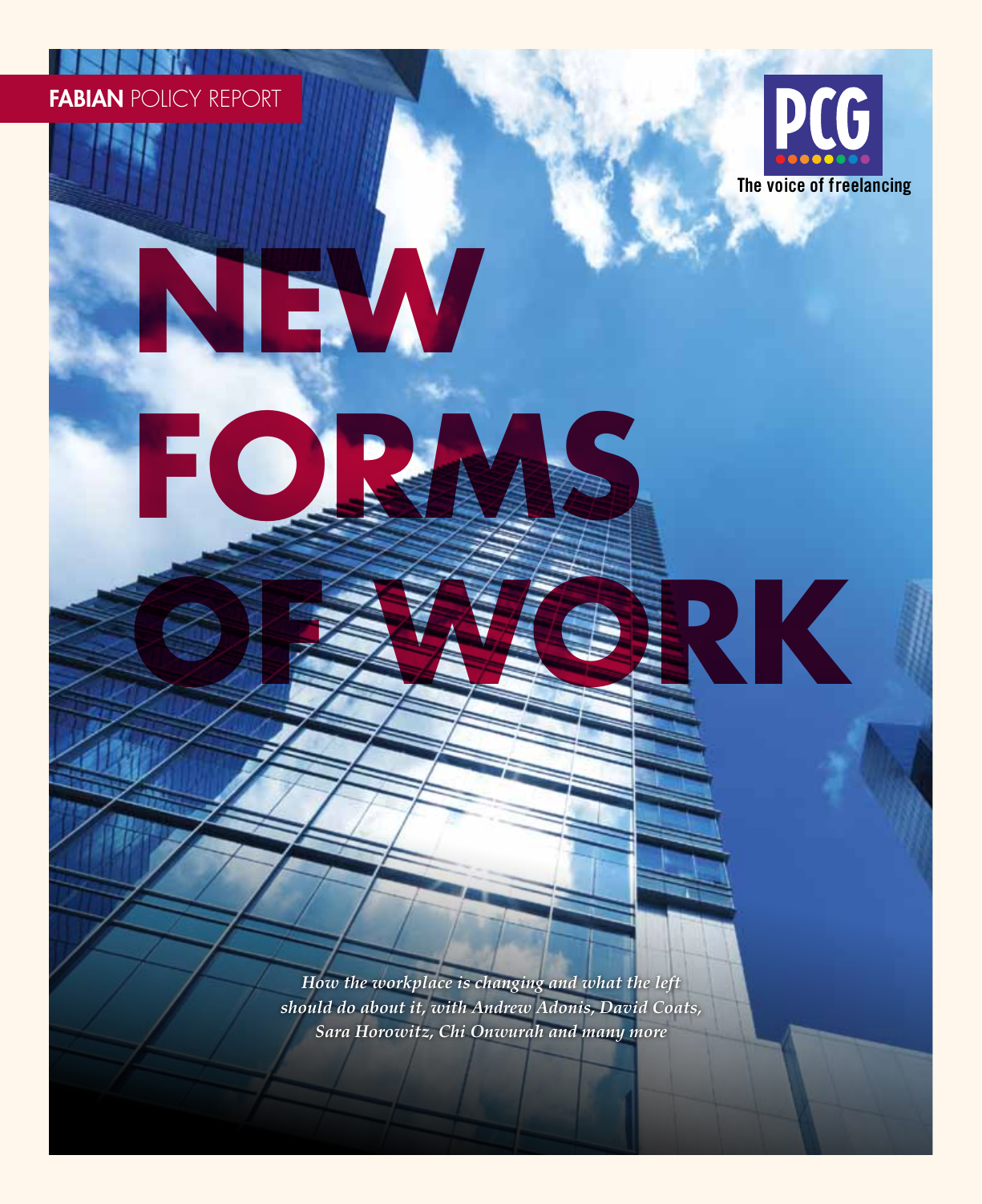**FABIAN** POLICY REPORT

PCG

The voice of freelancing

# NEW FORMS OF WORK

*How the workplace is changing and what the left should do about it, with Andrew Adonis, David Coats, Sara Horowitz, Chi Onwurah and many more*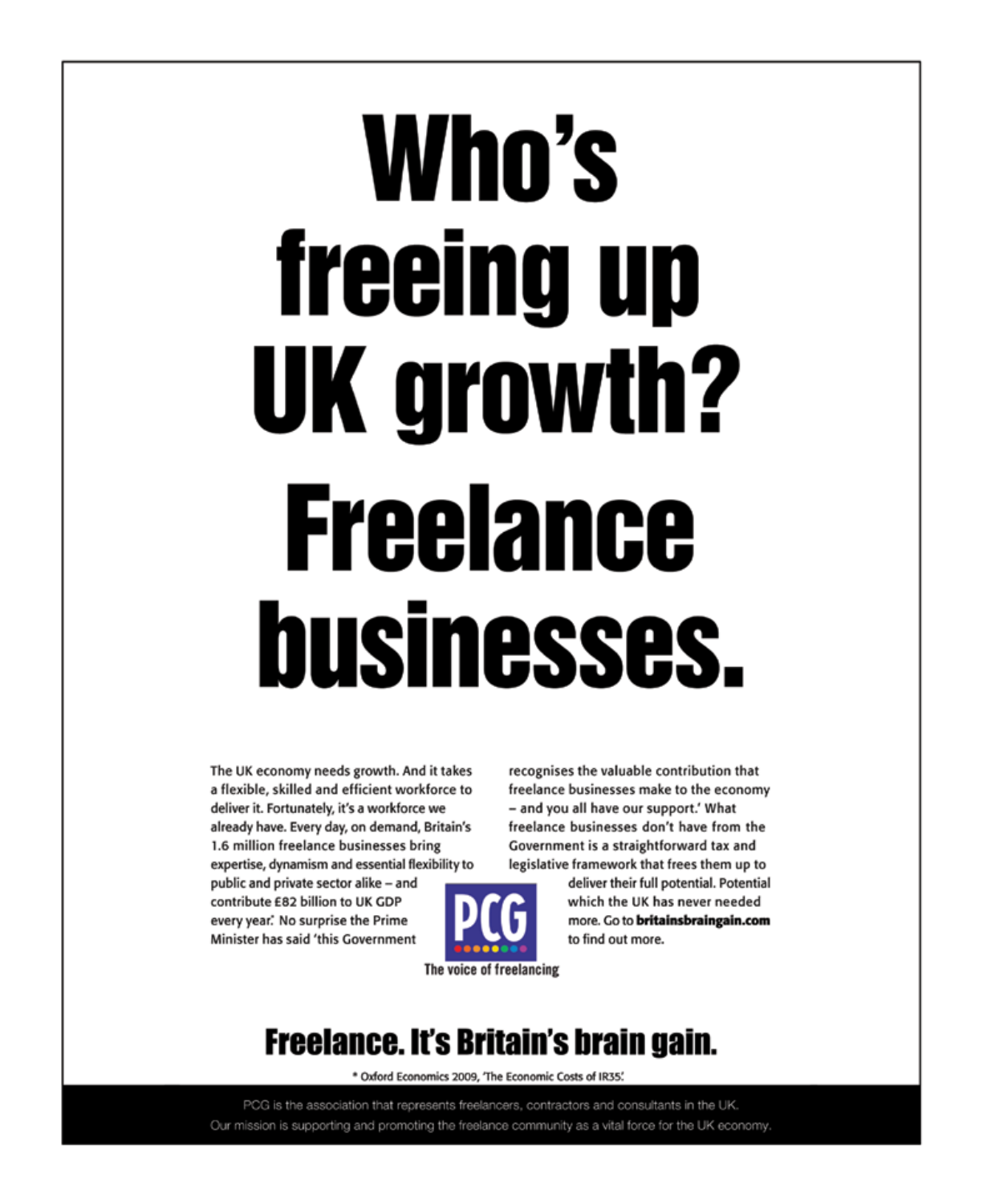# Who's freeing up UK growth? Freelance businesses.

The UK economy needs growth. And it takes a flexible, skilled and efficient workforce to deliver it. Fortunately, it's a workforce we already have. Every day, on demand, Britain's 1.6 million freelance businesses bring expertise, dynamism and essential flexibility to public and private sector alike – and contribute £82 billion to UK GDP every year.* No surprise the Prime Minister has said 'this Government recognises the valuable contribution that freelance businesses make to the economy – and you all have our support.' What freelance businesses don't have from the Government is a straightforward tax and legislative framework that frees them up to deliver their full potential. Potential which the UK has never needed more. Go to **britainsbraingain.com** to find out more.

PCG

The voice of freelancing

## Freelance. It's Britain's brain gain.

\* Oxford Economics 2009, 'The Economic Costs of IR35.'

PCG is the association that represents freelancers, contractors and consultants in the UK. Our mission is supporting and promoting the freelance community as a vital force for the UK economy.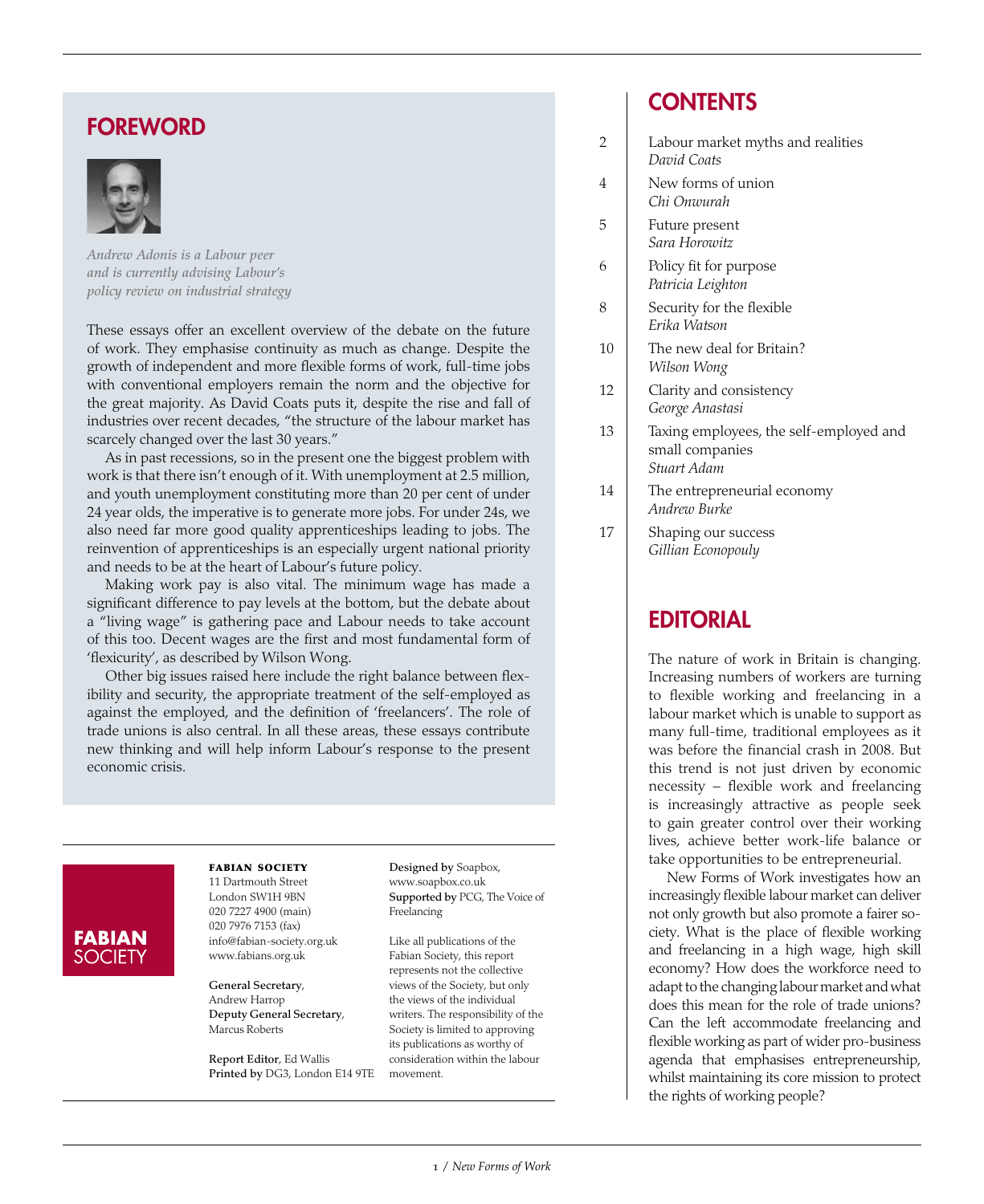## FOREWORD

*Andrew Adonis is a Labour peer and is currently advising Labour's policy review on industrial strategy*

These essays offer an excellent overview of the debate on the future of work. They emphasise continuity as much as change. Despite the growth of independent and more flexible forms of work, full-time jobs with conventional employers remain the norm and the objective for the great majority. As David Coats puts it, despite the rise and fall of industries over recent decades, "the structure of the labour market has scarcely changed over the last 30 years."

As in past recessions, so in the present one the biggest problem with work is that there isn't enough of it. With unemployment at 2.5 million, and youth unemployment constituting more than 20 per cent of under 24 year olds, the imperative is to generate more jobs. For under 24s, we also need far more good quality apprenticeships leading to jobs. The reinvention of apprenticeships is an especially urgent national priority and needs to be at the heart of Labour's future policy.

Making work pay is also vital. The minimum wage has made a significant difference to pay levels at the bottom, but the debate about a "living wage" is gathering pace and Labour needs to take account of this too. Decent wages are the first and most fundamental form of 'flexicurity', as described by Wilson Wong.

Other big issues raised here include the right balance between flexibility and security, the appropriate treatment of the self-employed as against the employed, and the definition of 'freelancers'. The role of trade unions is also central. In all these areas, these essays contribute new thinking and will help inform Labour's response to the present economic crisis.

**FABIAN SOCIETY**
11 Dartmouth Street
London SW1H 9BN
020 7227 4900 (main)
020 7976 7153 (fax)
info@fabian-society.org.uk
www.fabians.org.uk

**General Secretary**, Andrew Harrop
**Deputy General Secretary**, Marcus Roberts

**Report Editor**, Ed Wallis
**Printed by** DG3, London E14 9TE

**Designed by** Soapbox, www.soapbox.co.uk
**Supported by** PCG, The Voice of Freelancing

Like all publications of the Fabian Society, this report represents not the collective views of the Society, but only the views of the individual writers. The responsibility of the Fabian Society is limited to approving its publications as worthy of consideration within the labour movement.

## CONTENTS

| | |
|---|---|
| 2 | Labour market myths and realities *David Coats* |
| 4 | New forms of union *Chi Onwurah* |
| 5 | Future present *Sara Horowitz* |
| 6 | Policy fit for purpose *Patricia Leighton* |
| 8 | Security for the flexible *Erika Watson* |
| 10 | The new deal for Britain? *Wilson Wong* |
| 12 | Clarity and consistency *George Anastasi* |
| 13 | Taxing employees, the self-employed and small companies *Stuart Adam* |
| 14 | The entrepreneurial economy *Andrew Burke* |
| 17 | Shaping our success *Gillian Econopouly* |

## EDITORIAL

The nature of work in Britain is changing. Increasing numbers of workers are turning to flexible working and freelancing in a labour market which is unable to support as many full-time, traditional employees as it was before the financial crash in 2008. But this trend is not just driven by economic necessity – flexible work and freelancing is increasingly attractive as people seek to gain greater control over their working lives, achieve better work-life balance or take opportunities to be entrepreneurial.

New Forms of Work investigates how an increasingly flexible labour market can deliver not only growth but also promote a fairer society. What is the place of flexible working and freelancing in a high wage, high skill economy? How does the workforce need to adapt to the changing labour market and what does this mean for the role of trade unions? Can the left accommodate freelancing and flexible working as part of wider pro-business agenda that emphasises entrepreneurship, whilst maintaining its core mission to protect the rights of working people?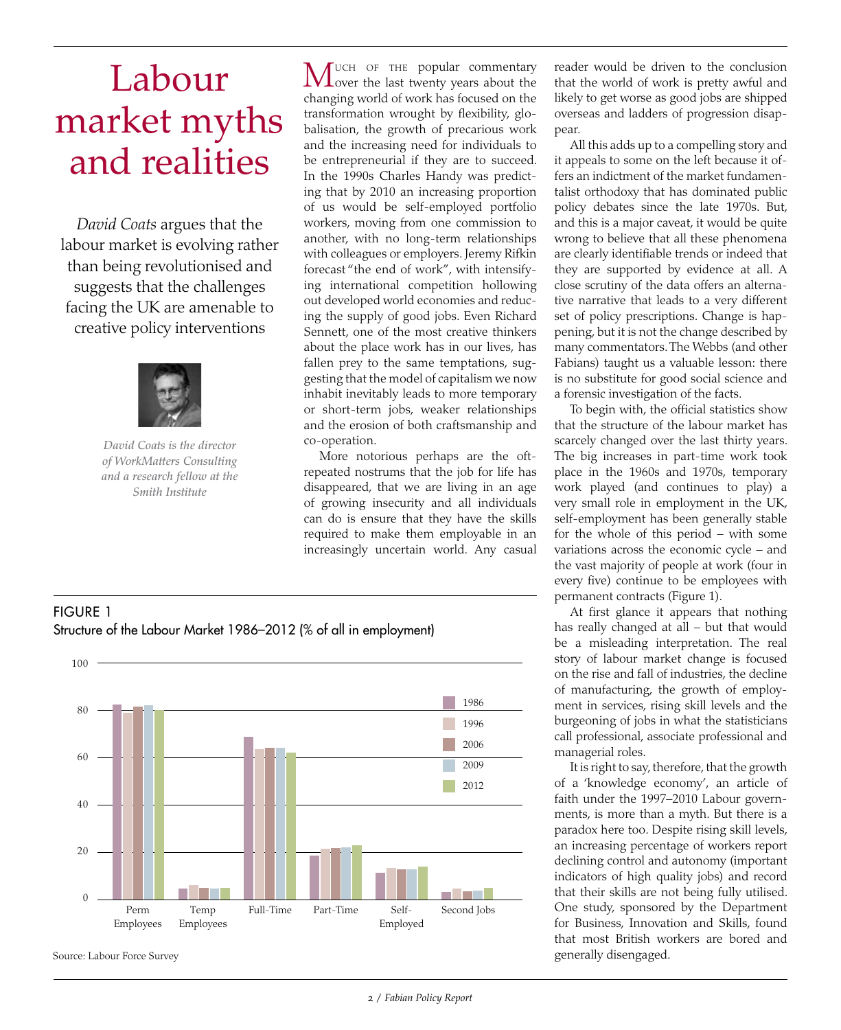# Labour market myths and realities

*David Coats* argues that the labour market is evolving rather than being revolutionised and suggests that the challenges facing the UK are amenable to creative policy interventions

*David Coats is the director of WorkMatters Consulting and a research fellow at the Smith Institute*

Much of the popular commentary over the last twenty years about the changing world of work has focused on the transformation wrought by flexibility, globalisation, the growth of precarious work and the increasing need for individuals to be entrepreneurial if they are to succeed. In the 1990s Charles Handy was predicting that by 2010 an increasing proportion of us would be self-employed portfolio workers, moving from one commission to another, with no long-term relationships with colleagues or employers. Jeremy Rifkin forecast "the end of work", with intensifying international competition hollowing out developed world economies and reducing the supply of good jobs. Even Richard Sennett, one of the most creative thinkers about the place work has in our lives, has fallen prey to the same temptations, suggesting that the model of capitalism we now inhabit inevitably leads to more temporary or short-term jobs, weaker relationships and the erosion of both craftsmanship and co-operation.

More notorious perhaps are the oft-repeated nostrums that the job for life has disappeared, that we are living in an age of growing insecurity and all individuals can do is ensure that they have the skills required to make them employable in an increasingly uncertain world. Any casual reader would be driven to the conclusion that the world of work is pretty awful and likely to get worse as good jobs are shipped overseas and ladders of progression disappear.

All this adds up to a compelling story and it appeals to some on the left because it offers an indictment of the market fundamentalist orthodoxy that has dominated public policy debates since the late 1970s. But, and this is a major caveat, it would be quite wrong to believe that all these phenomena are clearly identifiable trends or indeed that they are supported by evidence at all. A close scrutiny of the data offers an alternative narrative that leads to a very different set of policy prescriptions. Change is happening, but it is not the change described by many commentators. The Webbs (and other Fabians) taught us a valuable lesson: there is no substitute for good social science and a forensic investigation of the facts.

To begin with, the official statistics show that the structure of the labour market has scarcely changed over the last thirty years. The big increases in part-time work took place in the 1960s and 1970s, temporary work played (and continues to play) a very small role in employment in the UK, self-employment has been generally stable for the whole of this period – with some variations across the economic cycle – and the vast majority of people at work (four in every five) continue to be employees with permanent contracts (Figure 1).

At first glance it appears that nothing has really changed at all – but that would be a misleading interpretation. The real story of labour market change is focused on the rise and fall of industries, the decline of manufacturing, the growth of employment in services, rising skill levels and the burgeoning of jobs in what the statisticians call professional, associate professional and managerial roles.

It is right to say, therefore, that the growth of a 'knowledge economy', an article of faith under the 1997–2010 Labour governments, is more than a myth. But there is a paradox here too. Despite rising skill levels, an increasing percentage of workers report declining control and autonomy (important indicators of high quality jobs) and record that their skills are not being fully utilised. One study, sponsored by the Department for Business, Innovation and Skills, found that most British workers are bored and generally disengaged.

FIGURE 1
Structure of the Labour Market 1986–2012 (% of all in employment)

| | 1986 | 1996 | 2006 | 2009 | 2012 |
|---|---|---|---|---|---|
| Perm Employees | ~82 | ~79 | ~81 | ~82 | ~80 |
| Temp Employees | ~4 | ~6 | ~5 | ~4 | ~5 |
| Full-Time | ~69 | ~63 | ~64 | ~64 | ~62 |
| Part-Time | ~18 | ~21 | ~22 | ~22 | ~23 |
| Self-Employed | ~11 | ~13 | ~13 | ~13 | ~14 |
| Second Jobs | ~3 | ~5 | ~3 | ~4 | ~5 |

Source: Labour Force Survey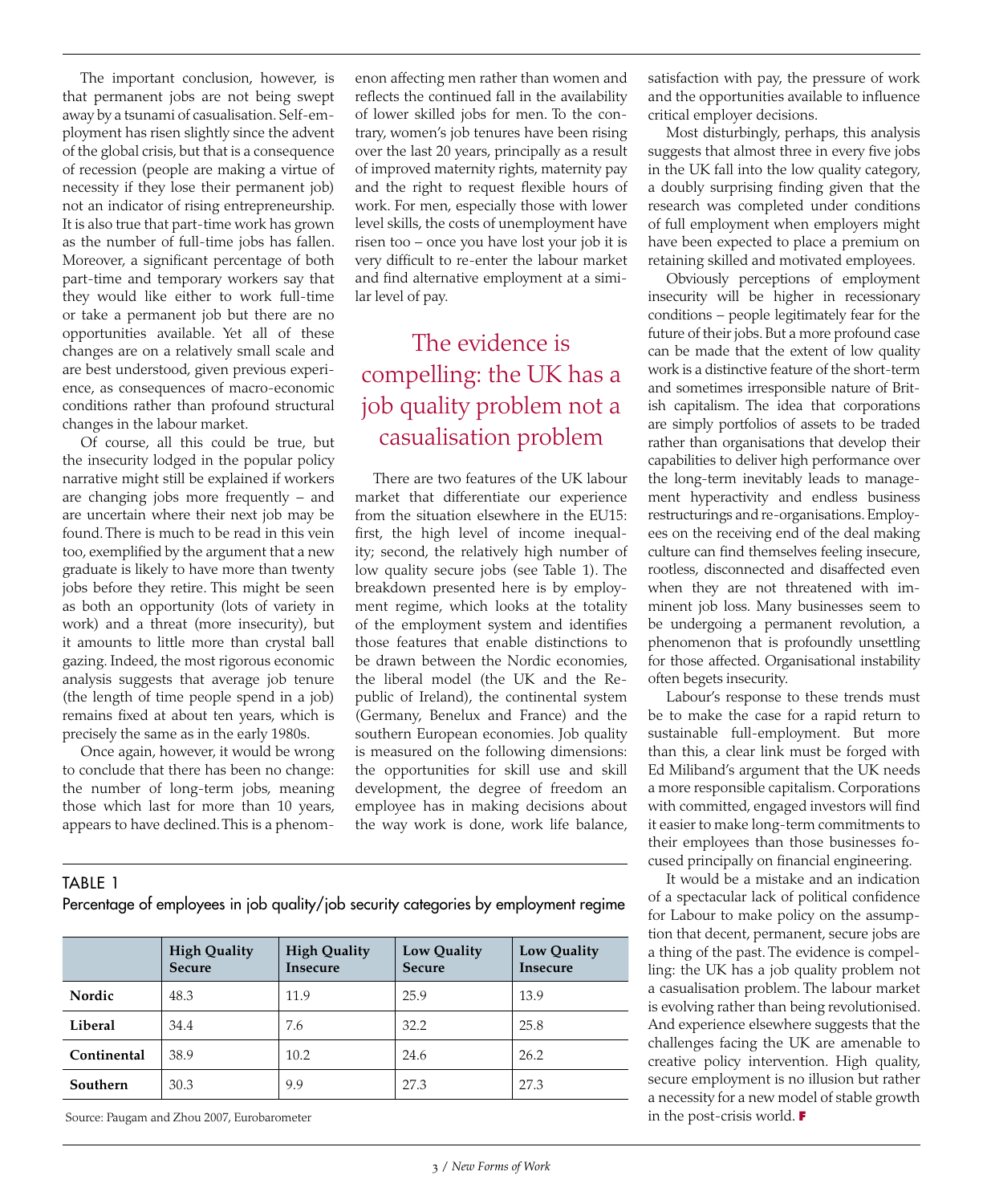The important conclusion, however, is that permanent jobs are not being swept away by a tsunami of casualisation. Self-employment has risen slightly since the advent of the global crisis, but that is a consequence of recession (people are making a virtue of necessity if they lose their permanent job) not an indicator of rising entrepreneurship. It is also true that part-time work has grown as the number of full-time jobs has fallen. Moreover, a significant percentage of both part-time and temporary workers say that they would like either to work full-time or take a permanent job but there are no opportunities available. Yet all of these changes are on a relatively small scale and are best understood, given previous experience, as consequences of macro-economic conditions rather than profound structural changes in the labour market.

Of course, all this could be true, but the insecurity lodged in the popular policy narrative might still be explained if workers are changing jobs more frequently – and are uncertain where their next job may be found. There is much to be read in this vein too, exemplified by the argument that a new graduate is likely to have more than twenty jobs before they retire. This might be seen as both an opportunity (lots of variety in work) and a threat (more insecurity), but it amounts to little more than crystal ball gazing. Indeed, the most rigorous economic analysis suggests that average job tenure (the length of time people spend in a job) remains fixed at about ten years, which is precisely the same as in the early 1980s.

Once again, however, it would be wrong to conclude that there has been no change: the number of long-term jobs, meaning those which last for more than 10 years, appears to have declined. This is a phenomenon affecting men rather than women and reflects the continued fall in the availability of lower skilled jobs for men. To the contrary, women's job tenures have been rising over the last 20 years, principally as a result of improved maternity rights, maternity pay and the right to request flexible hours of work. For men, especially those with lower level skills, the costs of unemployment have risen too – once you have lost your job it is very difficult to re-enter the labour market and find alternative employment at a similar level of pay.

> The evidence is compelling: the UK has a job quality problem not a casualisation problem

There are two features of the UK labour market that differentiate our experience from the situation elsewhere in the EU15: first, the high level of income inequality; second, the relatively high number of low quality secure jobs (see Table 1). The breakdown presented here is by employment regime, which looks at the totality of the employment system and identifies those features that enable distinctions to be drawn between the Nordic economies, the liberal model (the UK and the Republic of Ireland), the continental system (Germany, Benelux and France) and the southern European economies. Job quality is measured on the following dimensions: the opportunities for skill use and skill development, the degree of freedom an employee has in making decisions about the way work is done, work life balance, satisfaction with pay, the pressure of work and the opportunities available to influence critical employer decisions.

Most disturbingly, perhaps, this analysis suggests that almost three in every five jobs in the UK fall into the low quality category, a doubly surprising finding given that the research was completed under conditions of full employment when employers might have been expected to place a premium on retaining skilled and motivated employees.

Obviously perceptions of employment insecurity will be higher in recessionary conditions – people legitimately fear for the future of their jobs. But a more profound case can be made that the extent of low quality work is a distinctive feature of the short-term and sometimes irresponsible nature of British capitalism. The idea that corporations are simply portfolios of assets to be traded rather than organisations that develop their capabilities to deliver high performance over the long-term inevitably leads to management hyperactivity and endless business restructurings and re-organisations. Employees on the receiving end of the deal making culture can find themselves feeling insecure, rootless, disconnected and disaffected even when they are not threatened with imminent job loss. Many businesses seem to be undergoing a permanent revolution, a phenomenon that is profoundly unsettling for those affected. Organisational instability often begets insecurity.

Labour's response to these trends must be to make the case for a rapid return to sustainable full-employment. But more than this, a clear link must be forged with Ed Miliband's argument that the UK needs a more responsible capitalism. Corporations with committed, engaged investors will find it easier to make long-term commitments to their employees than those businesses focused principally on financial engineering.

It would be a mistake and an indication of a spectacular lack of political confidence for Labour to make policy on the assumption that decent, permanent, secure jobs are a thing of the past. The evidence is compelling: the UK has a job quality problem not a casualisation problem. The labour market is evolving rather than being revolutionised. And experience elsewhere suggests that the challenges facing the UK are amenable to creative policy intervention. High quality, secure employment is no illusion but rather a necessity for a new model of stable growth in the post-crisis world.

TABLE 1

Percentage of employees in job quality/job security categories by employment regime

| | High Quality Secure | High Quality Insecure | Low Quality Secure | Low Quality Insecure |
|---|---|---|---|---|
| **Nordic** | 48.3 | 11.9 | 25.9 | 13.9 |
| **Liberal** | 34.4 | 7.6 | 32.2 | 25.8 |
| **Continental** | 38.9 | 10.2 | 24.6 | 26.2 |
| **Southern** | 30.3 | 9.9 | 27.3 | 27.3 |

Source: Paugam and Zhou 2007, Eurobarometer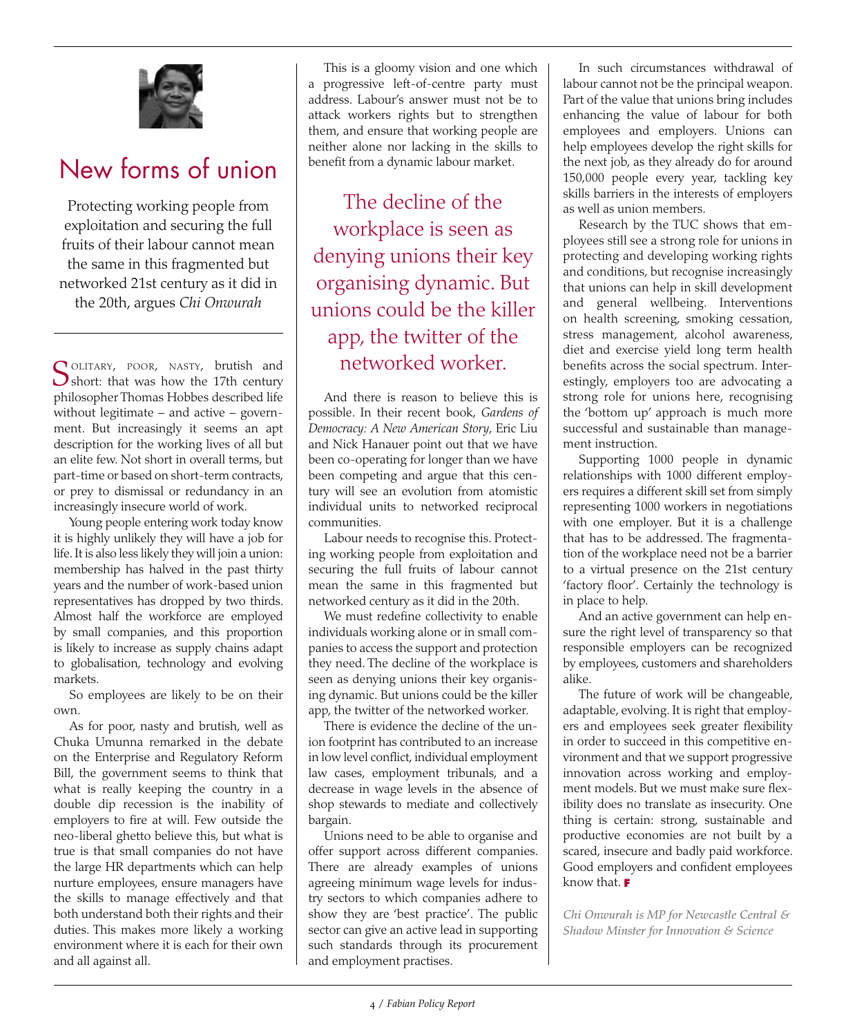# New forms of union

Protecting working people from exploitation and securing the full fruits of their labour cannot mean the same in this fragmented but networked 21st century as it did in the 20th, argues *Chi Onwurah*

SOLITARY, POOR, NASTY, brutish and short: that was how the 17th century philosopher Thomas Hobbes described life without legitimate – and active – government. But increasingly it seems an apt description for the working lives of all but an elite few. Not short in overall terms, but part-time or based on short-term contracts, or prey to dismissal or redundancy in an increasingly insecure world of work.

Young people entering work today know it is highly unlikely they will have a job for life. It is also less likely they will join a union: membership has halved in the past thirty years and the number of work-based union representatives has dropped by two thirds. Almost half the workforce are employed by small companies, and this proportion is likely to increase as supply chains adapt to globalisation, technology and evolving markets.

So employees are likely to be on their own.

As for poor, nasty and brutish, well as Chuka Umunna remarked in the debate on the Enterprise and Regulatory Reform Bill, the government seems to think that what is really keeping the country in a double dip recession is the inability of employers to fire at will. Few outside the neo-liberal ghetto believe this, but what is true is that small companies do not have the large HR departments which can help nurture employees, ensure managers have the skills to manage effectively and that both understand both their rights and their duties. This makes more likely a working environment where it is each for their own and all against all.

This is a gloomy vision and one which a progressive left-of-centre party must address. Labour's answer must not be to attack workers rights but to strengthen them, and ensure that working people are neither alone nor lacking in the skills to benefit from a dynamic labour market.

> The decline of the workplace is seen as denying unions their key organising dynamic. But unions could be the killer app, the twitter of the networked worker.

And there is reason to believe this is possible. In their recent book, *Gardens of Democracy: A New American Story*, Eric Liu and Nick Hanauer point out that we have been co-operating for longer than we have been competing and argue that this century will see an evolution from atomistic individual units to networked reciprocal communities.

Labour needs to recognise this. Protecting working people from exploitation and securing the full fruits of labour cannot mean the same in this fragmented but networked century as it did in the 20th.

We must redefine collectivity to enable individuals working alone or in small companies to access the support and protection they need. The decline of the workplace is seen as denying unions their key organising dynamic. But unions could be the killer app, the twitter of the networked worker.

There is evidence the decline of the union footprint has contributed to an increase in low level conflict, individual employment law cases, employment tribunals, and a decrease in wage levels in the absence of shop stewards to mediate and collectively bargain.

Unions need to be able to organise and offer support across different companies. There are already examples of unions agreeing minimum wage levels for industry sectors to which companies adhere to show they are 'best practice'. The public sector can give an active lead in supporting such standards through its procurement and employment practises.

In such circumstances withdrawal of labour cannot be the principal weapon. Part of the value that unions bring includes enhancing the value of labour for both employees and employers. Unions can help employees develop the right skills for the next job, as they already do for around 150,000 people every year, tackling key skills barriers in the interests of employers as well as union members.

Research by the TUC shows that employees still see a strong role for unions in protecting and developing working rights and conditions, but recognise increasingly that unions can help in skill development and general wellbeing. Interventions on health screening, smoking cessation, stress management, alcohol awareness, diet and exercise yield long term health benefits across the social spectrum. Interestingly, employers too are advocating a strong role for unions here, recognising the 'bottom up' approach is much more successful and sustainable than management instruction.

Supporting 1000 people in dynamic relationships with 1000 different employers requires a different skill set from simply representing 1000 workers in negotiations with one employer. But it is a challenge that has to be addressed. The fragmentation of the workplace need not be a barrier to a virtual presence on the 21st century 'factory floor'. Certainly the technology is in place to help.

And an active government can help ensure the right level of transparency so that responsible employers can be recognized by employees, customers and shareholders alike.

The future of work will be changeable, adaptable, evolving. It is right that employers and employees seek greater flexibility in order to succeed in this competitive environment and that we support progressive innovation across working and employment models. But we must make sure flexibility does no translate as insecurity. One thing is certain: strong, sustainable and productive economies are not built by a scared, insecure and badly paid workforce. Good employers and confident employees know that.

*Chi Onwurah is MP for Newcastle Central & Shadow Minster for Innovation & Science*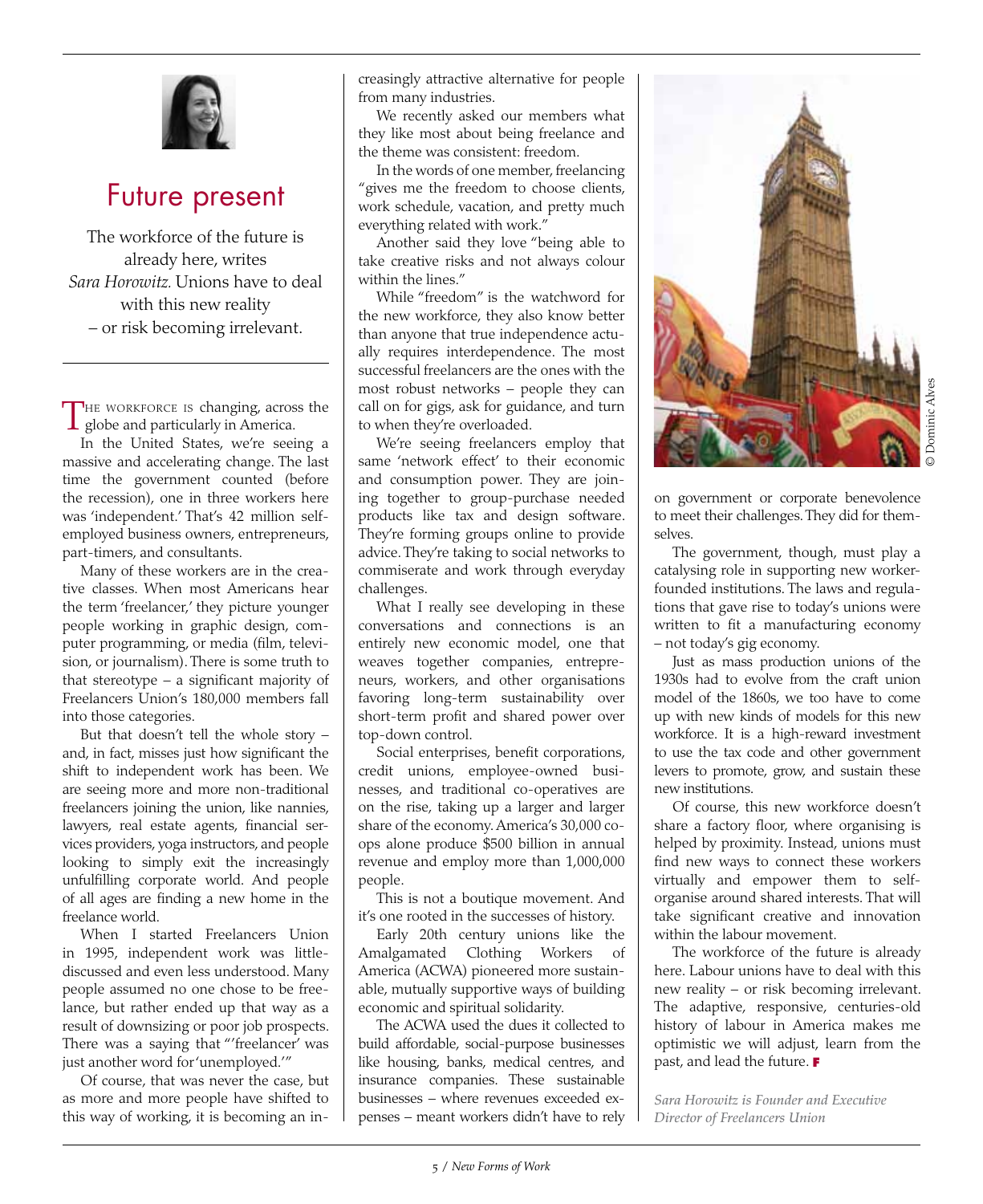# Future present

The workforce of the future is already here, writes *Sara Horowitz.* Unions have to deal with this new reality – or risk becoming irrelevant.

The workforce is changing, across the globe and particularly in America.

In the United States, we're seeing a massive and accelerating change. The last time the government counted (before the recession), one in three workers here was 'independent.' That's 42 million self-employed business owners, entrepreneurs, part-timers, and consultants.

Many of these workers are in the creative classes. When most Americans hear the term 'freelancer,' they picture younger people working in graphic design, computer programming, or media (film, television, or journalism). There is some truth to that stereotype – a significant majority of Freelancers Union's 180,000 members fall into those categories.

But that doesn't tell the whole story – and, in fact, misses just how significant the shift to independent work has been. We are seeing more and more non-traditional freelancers joining the union, like nannies, lawyers, real estate agents, financial services providers, yoga instructors, and people looking to simply exit the increasingly unfulfilling corporate world. And people of all ages are finding a new home in the freelance world.

When I started Freelancers Union in 1995, independent work was little-discussed and even less understood. Many people assumed no one chose to be freelance, but rather ended up that way as a result of downsizing or poor job prospects. There was a saying that "'freelancer' was just another word for 'unemployed.'"

Of course, that was never the case, but as more and more people have shifted to this way of working, it is becoming an increasingly attractive alternative for people from many industries.

We recently asked our members what they like most about being freelance and the theme was consistent: freedom.

In the words of one member, freelancing "gives me the freedom to choose clients, work schedule, vacation, and pretty much everything related with work."

Another said they love "being able to take creative risks and not always colour within the lines."

While "freedom" is the watchword for the new workforce, they also know better than anyone that true independence actually requires interdependence. The most successful freelancers are the ones with the most robust networks – people they can call on for gigs, ask for guidance, and turn to when they're overloaded.

We're seeing freelancers employ that same 'network effect' to their economic and consumption power. They are joining together to group-purchase needed products like tax and design software. They're forming groups online to provide advice. They're taking to social networks to commiserate and work through everyday challenges.

What I really see developing in these conversations and connections is an entirely new economic model, one that weaves together companies, entrepreneurs, workers, and other organisations favoring long-term sustainability over short-term profit and shared power over top-down control.

Social enterprises, benefit corporations, credit unions, employee-owned businesses, and traditional co-operatives are on the rise, taking up a larger and larger share of the economy. America's 30,000 co-ops alone produce $500 billion in annual revenue and employ more than 1,000,000 people.

This is not a boutique movement. And it's one rooted in the successes of history.

Early 20th century unions like the Amalgamated Clothing Workers of America (ACWA) pioneered more sustainable, mutually supportive ways of building economic and spiritual solidarity.

The ACWA used the dues it collected to build affordable, social-purpose businesses like housing, banks, medical centres, and insurance companies. These sustainable businesses – where revenues exceeded expenses – meant workers didn't have to rely on government or corporate benevolence to meet their challenges. They did for themselves.

© Dominic Alves

The government, though, must play a catalysing role in supporting new worker-founded institutions. The laws and regulations that gave rise to today's unions were written to fit a manufacturing economy – not today's gig economy.

Just as mass production unions of the 1930s had to evolve from the craft union model of the 1860s, we too have to come up with new kinds of models for this new workforce. It is a high-reward investment to use the tax code and other government levers to promote, grow, and sustain these new institutions.

Of course, this new workforce doesn't share a factory floor, where organising is helped by proximity. Instead, unions must find new ways to connect these workers virtually and empower them to self-organise around shared interests. That will take significant creative and innovation within the labour movement.

The workforce of the future is already here. Labour unions have to deal with this new reality – or risk becoming irrelevant. The adaptive, responsive, centuries-old history of labour in America makes me optimistic we will adjust, learn from the past, and lead the future.

*Sara Horowitz is Founder and Executive Director of Freelancers Union*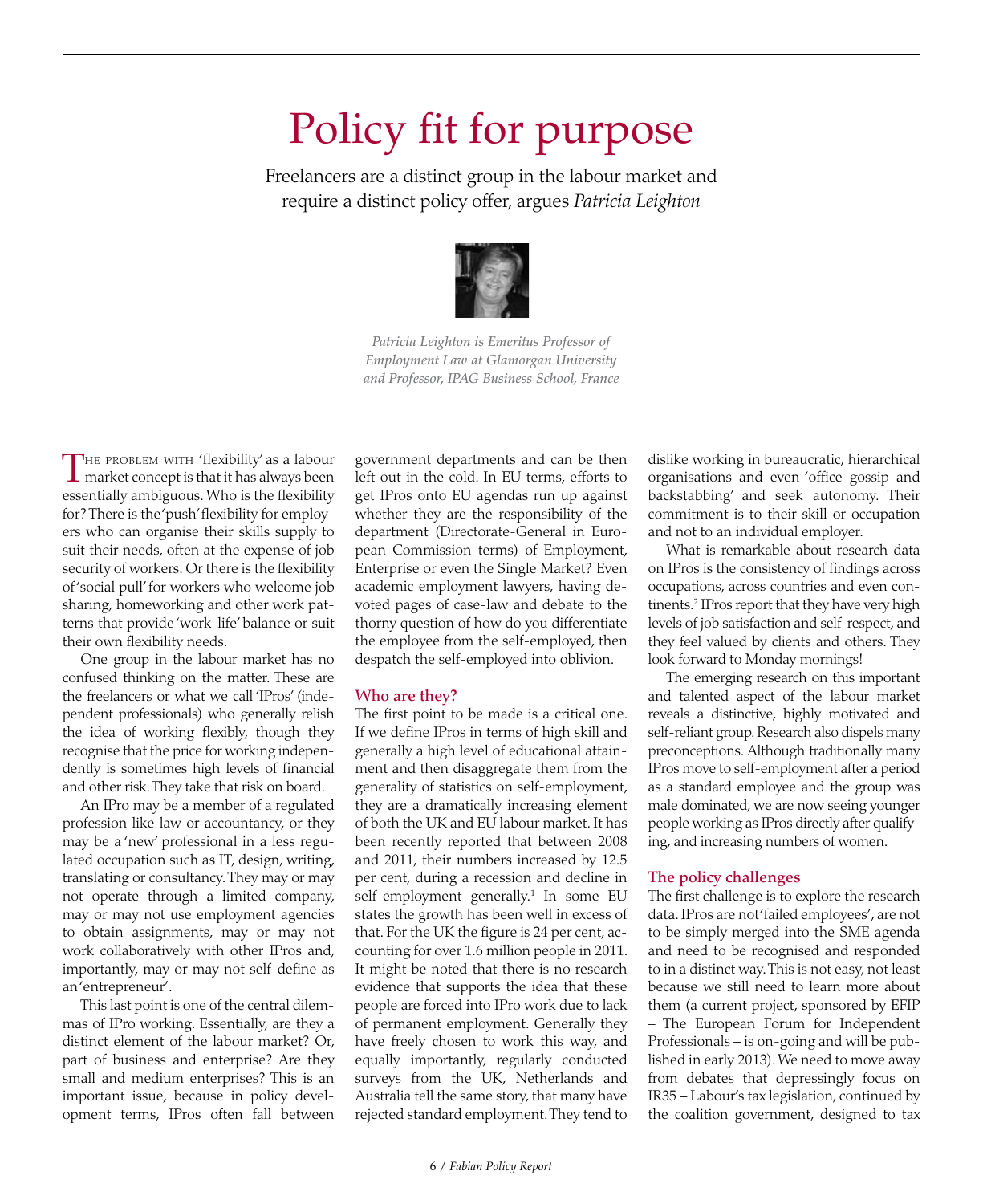# Policy fit for purpose

Freelancers are a distinct group in the labour market and require a distinct policy offer, argues *Patricia Leighton*

*Patricia Leighton is Emeritus Professor of Employment Law at Glamorgan University and Professor, IPAG Business School, France*

The problem with 'flexibility' as a labour market concept is that it has always been essentially ambiguous. Who is the flexibility for? There is the 'push' flexibility for employers who can organise their skills supply to suit their needs, often at the expense of job security of workers. Or there is the flexibility of 'social pull' for workers who welcome job sharing, homeworking and other work patterns that provide 'work-life' balance or suit their own flexibility needs.

One group in the labour market has no confused thinking on the matter. These are the freelancers or what we call 'IPros' (independent professionals) who generally relish the idea of working flexibly, though they recognise that the price for working independently is sometimes high levels of financial and other risk. They take that risk on board.

An IPro may be a member of a regulated profession like law or accountancy, or they may be a 'new' professional in a less regulated occupation such as IT, design, writing, translating or consultancy. They may or may not operate through a limited company, may or may not use employment agencies to obtain assignments, may or may not work collaboratively with other IPros and, importantly, may or may not self-define as an 'entrepreneur'.

This last point is one of the central dilemmas of IPro working. Essentially, are they a distinct element of the labour market? Or, part of business and enterprise? Are they small and medium enterprises? This is an important issue, because in policy development terms, IPros often fall between government departments and can be then left out in the cold. In EU terms, efforts to get IPros onto EU agendas run up against whether they are the responsibility of the department (Directorate-General in European Commission terms) of Employment, Enterprise or even the Single Market? Even academic employment lawyers, having devoted pages of case-law and debate to the thorny question of how do you differentiate the employee from the self-employed, then despatch the self-employed into oblivion.

## Who are they?

The first point to be made is a critical one. If we define IPros in terms of high skill and generally a high level of educational attainment and then disaggregate them from the generality of statistics on self-employment, they are a dramatically increasing element of both the UK and EU labour market. It has been recently reported that between 2008 and 2011, their numbers increased by 12.5 per cent, during a recession and decline in self-employment generally.[1] In some EU states the growth has been well in excess of that. For the UK the figure is 24 per cent, accounting for over 1.6 million people in 2011. It might be noted that there is no research evidence that supports the idea that these people are forced into IPro work due to lack of permanent employment. Generally they have freely chosen to work this way, and equally importantly, regularly conducted surveys from the UK, Netherlands and Australia tell the same story, that many have rejected standard employment. They tend to dislike working in bureaucratic, hierarchical organisations and even 'office gossip and backstabbing' and seek autonomy. Their commitment is to their skill or occupation and not to an individual employer.

What is remarkable about research data on IPros is the consistency of findings across occupations, across countries and even continents.[2] IPros report that they have very high levels of job satisfaction and self-respect, and they feel valued by clients and others. They look forward to Monday mornings!

The emerging research on this important and talented aspect of the labour market reveals a distinctive, highly motivated and self-reliant group. Research also dispels many preconceptions. Although traditionally many IPros move to self-employment after a period as a standard employee and the group was male dominated, we are now seeing younger people working as IPros directly after qualifying, and increasing numbers of women.

## The policy challenges

The first challenge is to explore the research data. IPros are not 'failed employees', are not to be simply merged into the SME agenda and need to be recognised and responded to in a distinct way. This is not easy, not least because we still need to learn more about them (a current project, sponsored by EFIP – The European Forum for Independent Professionals – is on-going and will be published in early 2013). We need to move away from debates that depressingly focus on IR35 – Labour's tax legislation, continued by the coalition government, designed to tax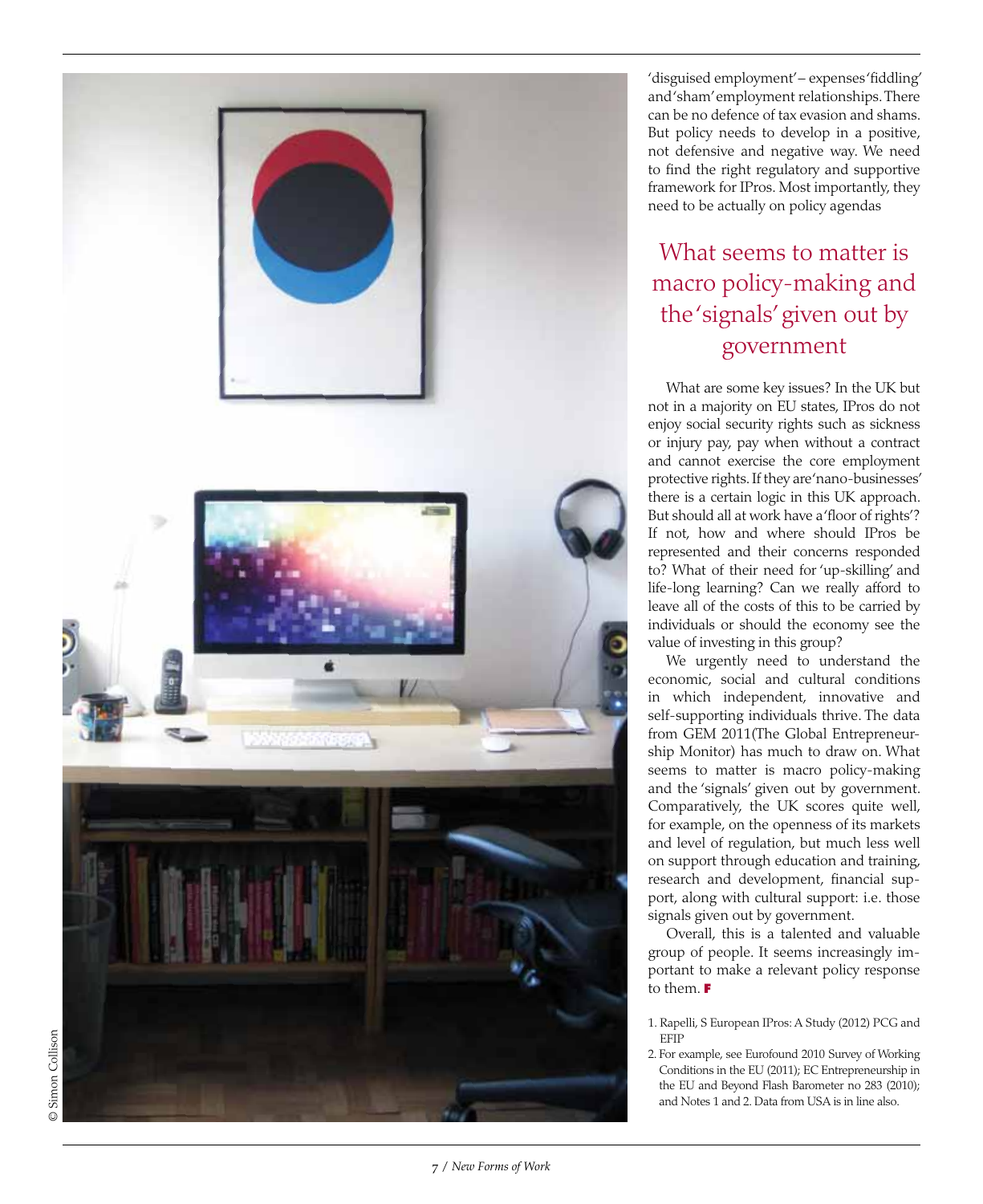'disguised employment' – expenses 'fiddling' and 'sham' employment relationships. There can be no defence of tax evasion and shams. But policy needs to develop in a positive, not defensive and negative way. We need to find the right regulatory and supportive framework for IPros. Most importantly, they need to be actually on policy agendas

## What seems to matter is macro policy-making and the 'signals' given out by government

What are some key issues? In the UK but not in a majority on EU states, IPros do not enjoy social security rights such as sickness or injury pay, pay when without a contract and cannot exercise the core employment protective rights. If they are 'nano-businesses' there is a certain logic in this UK approach. But should all at work have a 'floor of rights'? If not, how and where should IPros be represented and their concerns responded to? What of their need for 'up-skilling' and life-long learning? Can we really afford to leave all of the costs of this to be carried by individuals or should the economy see the value of investing in this group?

We urgently need to understand the economic, social and cultural conditions in which independent, innovative and self-supporting individuals thrive. The data from GEM 2011(The Global Entrepreneurship Monitor) has much to draw on. What seems to matter is macro policy-making and the 'signals' given out by government. Comparatively, the UK scores quite well, for example, on the openness of its markets and level of regulation, but much less well on support through education and training, research and development, financial support, along with cultural support: i.e. those signals given out by government.

Overall, this is a talented and valuable group of people. It seems increasingly important to make a relevant policy response to them.

1. Rapelli, S European IPros: A Study (2012) PCG and EFIP
2. For example, see Eurofound 2010 Survey of Working Conditions in the EU (2011); EC Entrepreneurship in the EU and Beyond Flash Barometer no 283 (2010); and Notes 1 and 2. Data from USA is in line also.

© Simon Collison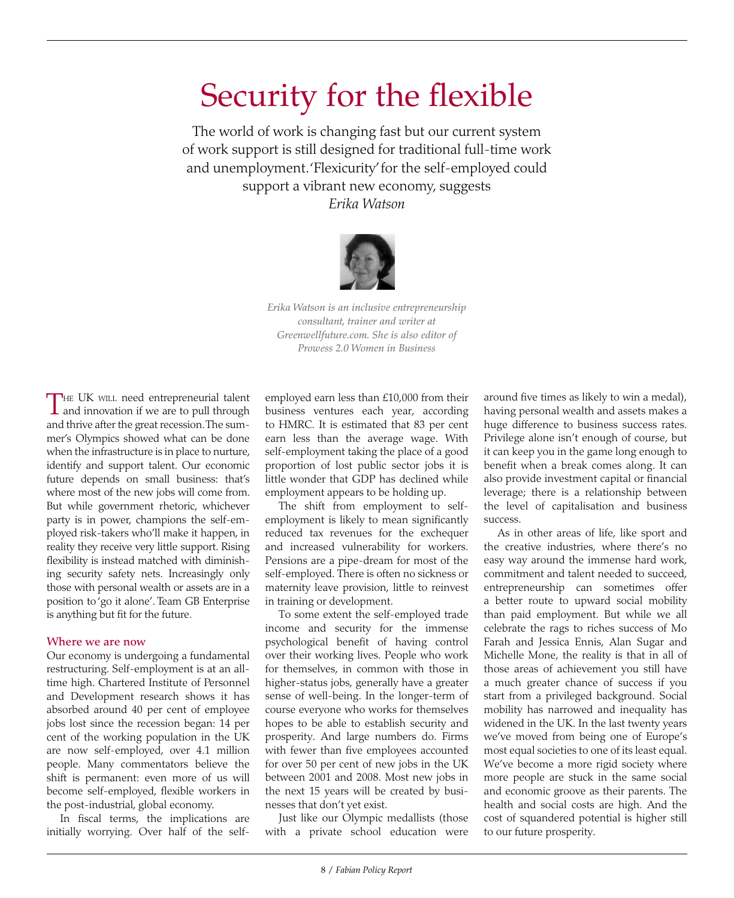# Security for the flexible

The world of work is changing fast but our current system of work support is still designed for traditional full-time work and unemployment. 'Flexicurity' for the self-employed could support a vibrant new economy, suggests *Erika Watson*

*Erika Watson is an inclusive entrepreneurship consultant, trainer and writer at Greenwellfuture.com. She is also editor of Prowess 2.0 Women in Business*

The UK will need entrepreneurial talent and innovation if we are to pull through and thrive after the great recession. The summer's Olympics showed what can be done when the infrastructure is in place to nurture, identify and support talent. Our economic future depends on small business: that's where most of the new jobs will come from. But while government rhetoric, whichever party is in power, champions the self-employed risk-takers who'll make it happen, in reality they receive very little support. Rising flexibility is instead matched with diminishing security safety nets. Increasingly only those with personal wealth or assets are in a position to 'go it alone'. Team GB Enterprise is anything but fit for the future.

## Where we are now

Our economy is undergoing a fundamental restructuring. Self-employment is at an all-time high. Chartered Institute of Personnel and Development research shows it has absorbed around 40 per cent of employee jobs lost since the recession began: 14 per cent of the working population in the UK are now self-employed, over 4.1 million people. Many commentators believe the shift is permanent: even more of us will become self-employed, flexible workers in the post-industrial, global economy.

In fiscal terms, the implications are initially worrying. Over half of the self-employed earn less than £10,000 from their business ventures each year, according to HMRC. It is estimated that 83 per cent earn less than the average wage. With self-employment taking the place of a good proportion of lost public sector jobs it is little wonder that GDP has declined while employment appears to be holding up.

The shift from employment to self-employment is likely to mean significantly reduced tax revenues for the exchequer and increased vulnerability for workers. Pensions are a pipe-dream for most of the self-employed. There is often no sickness or maternity leave provision, little to reinvest in training or development.

To some extent the self-employed trade income and security for the immense psychological benefit of having control over their working lives. People who work for themselves, in common with those in higher-status jobs, generally have a greater sense of well-being. In the longer-term of course everyone who works for themselves hopes to be able to establish security and prosperity. And large numbers do. Firms with fewer than five employees accounted for over 50 per cent of new jobs in the UK between 2001 and 2008. Most new jobs in the next 15 years will be created by businesses that don't yet exist.

Just like our Olympic medallists (those with a private school education were around five times as likely to win a medal), having personal wealth and assets makes a huge difference to business success rates. Privilege alone isn't enough of course, but it can keep you in the game long enough to benefit when a break comes along. It can also provide investment capital or financial leverage; there is a relationship between the level of capitalisation and business success.

As in other areas of life, like sport and the creative industries, where there's no easy way around the immense hard work, commitment and talent needed to succeed, entrepreneurship can sometimes offer a better route to upward social mobility than paid employment. But while we all celebrate the rags to riches success of Mo Farah and Jessica Ennis, Alan Sugar and Michelle Mone, the reality is that in all of those areas of achievement you still have a much greater chance of success if you start from a privileged background. Social mobility has narrowed and inequality has widened in the UK. In the last twenty years we've moved from being one of Europe's most equal societies to one of its least equal. We've become a more rigid society where more people are stuck in the same social and economic groove as their parents. The health and social costs are high. And the cost of squandered potential is higher still to our future prosperity.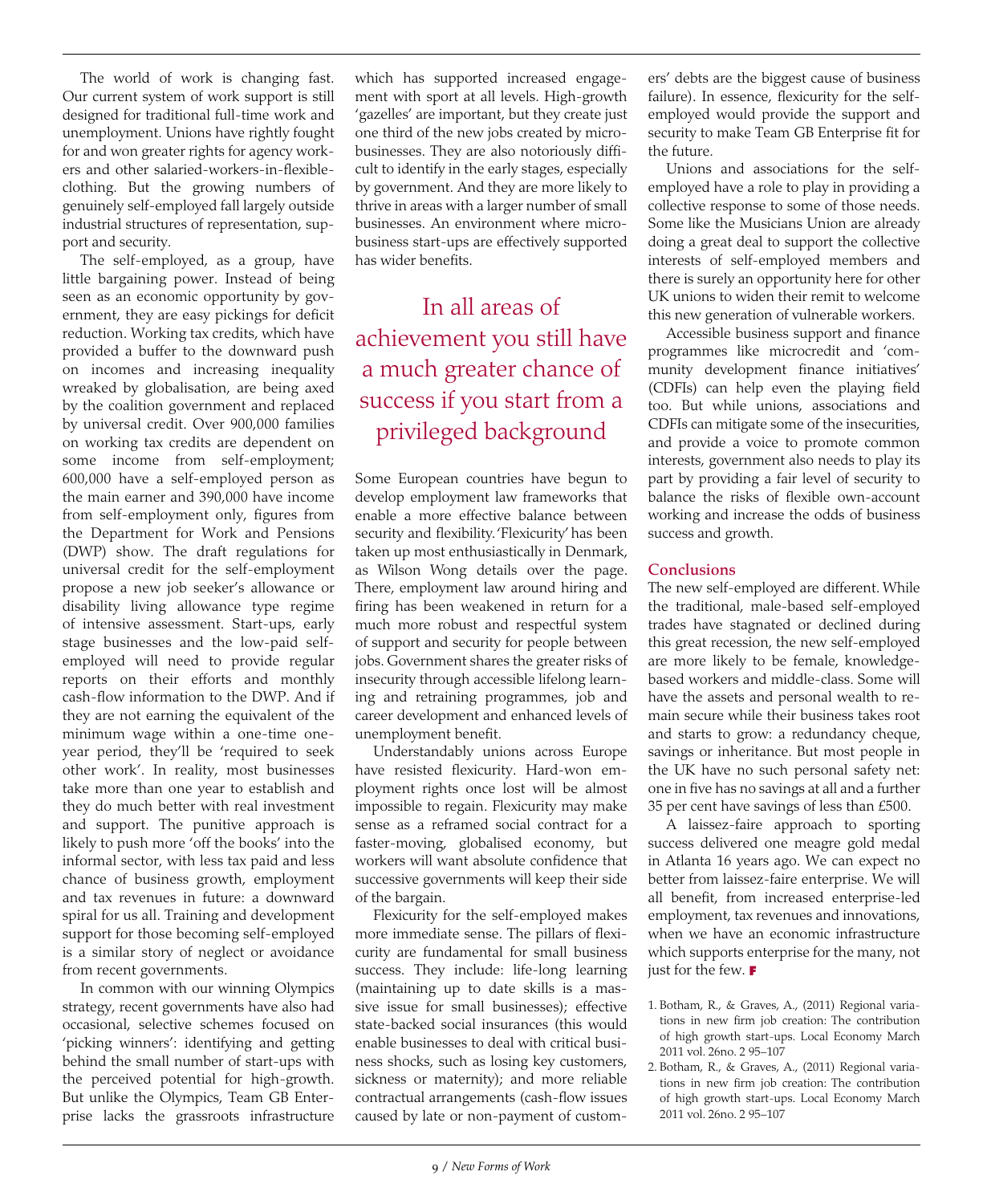The world of work is changing fast. Our current system of work support is still designed for traditional full-time work and unemployment. Unions have rightly fought for and won greater rights for agency workers and other salaried-workers-in-flexible-clothing. But the growing numbers of genuinely self-employed fall largely outside industrial structures of representation, support and security.

The self-employed, as a group, have little bargaining power. Instead of being seen as an economic opportunity by government, they are easy pickings for deficit reduction. Working tax credits, which have provided a buffer to the downward push on incomes and increasing inequality wreaked by globalisation, are being axed by the coalition government and replaced by universal credit. Over 900,000 families on working tax credits are dependent on some income from self-employment; 600,000 have a self-employed person as the main earner and 390,000 have income from self-employment only, figures from the Department for Work and Pensions (DWP) show. The draft regulations for universal credit for the self-employment propose a new job seeker's allowance or disability living allowance type regime of intensive assessment. Start-ups, early stage businesses and the low-paid self-employed will need to provide regular reports on their efforts and monthly cash-flow information to the DWP. And if they are not earning the equivalent of the minimum wage within a one-time one-year period, they'll be 'required to seek other work'. In reality, most businesses take more than one year to establish and they do much better with real investment and support. The punitive approach is likely to push more 'off the books' into the informal sector, with less tax paid and less chance of business growth, employment and tax revenues in future: a downward spiral for us all. Training and development support for those becoming self-employed is a similar story of neglect or avoidance from recent governments.

In common with our winning Olympics strategy, recent governments have also had occasional, selective schemes focused on 'picking winners': identifying and getting behind the small number of start-ups with the perceived potential for high-growth. But unlike the Olympics, Team GB Enterprise lacks the grassroots infrastructure which has supported increased engagement with sport at all levels. High-growth 'gazelles' are important, but they create just one third of the new jobs created by micro-businesses. They are also notoriously difficult to identify in the early stages, especially by government. And they are more likely to thrive in areas with a larger number of small businesses. An environment where micro-business start-ups are effectively supported has wider benefits.

> In all areas of achievement you still have a much greater chance of success if you start from a privileged background

Some European countries have begun to develop employment law frameworks that enable a more effective balance between security and flexibility. 'Flexicurity' has been taken up most enthusiastically in Denmark, as Wilson Wong details over the page. There, employment law around hiring and firing has been weakened in return for a much more robust and respectful system of support and security for people between jobs. Government shares the greater risks of insecurity through accessible lifelong learning and retraining programmes, job and career development and enhanced levels of unemployment benefit.

Understandably unions across Europe have resisted flexicurity. Hard-won employment rights once lost will be almost impossible to regain. Flexicurity may make sense as a reframed social contract for a faster-moving, globalised economy, but workers will want absolute confidence that successive governments will keep their side of the bargain.

Flexicurity for the self-employed makes more immediate sense. The pillars of flexicurity are fundamental for small business success. They include: life-long learning (maintaining up to date skills is a massive issue for small businesses); effective state-backed social insurances (this would enable businesses to deal with critical business shocks, such as losing key customers, sickness or maternity); and more reliable contractual arrangements (cash-flow issues caused by late or non-payment of customers' debts are the biggest cause of business failure). In essence, flexicurity for the self-employed would provide the support and security to make Team GB Enterprise fit for the future.

Unions and associations for the self-employed have a role to play in providing a collective response to some of those needs. Some like the Musicians Union are already doing a great deal to support the collective interests of self-employed members and there is surely an opportunity here for other UK unions to widen their remit to welcome this new generation of vulnerable workers.

Accessible business support and finance programmes like microcredit and 'community development finance initiatives' (CDFIs) can help even the playing field too. But while unions, associations and CDFIs can mitigate some of the insecurities, and provide a voice to promote common interests, government also needs to play its part by providing a fair level of security to balance the risks of flexible own-account working and increase the odds of business success and growth.

### Conclusions

The new self-employed are different. While the traditional, male-based self-employed trades have stagnated or declined during this great recession, the new self-employed are more likely to be female, knowledge-based workers and middle-class. Some will have the assets and personal wealth to remain secure while their business takes root and starts to grow: a redundancy cheque, savings or inheritance. But most people in the UK have no such personal safety net: one in five has no savings at all and a further 35 per cent have savings of less than £500.

A laissez-faire approach to sporting success delivered one meagre gold medal in Atlanta 16 years ago. We can expect no better from laissez-faire enterprise. We will all benefit, from increased enterprise-led employment, tax revenues and innovations, when we have an economic infrastructure which supports enterprise for the many, not just for the few.

1. Botham, R., & Graves, A., (2011) Regional variations in new firm job creation: The contribution of high growth start-ups. Local Economy March 2011 vol. 26no. 2 95–107
2. Botham, R., & Graves, A., (2011) Regional variations in new firm job creation: The contribution of high growth start-ups. Local Economy March 2011 vol. 26no. 2 95–107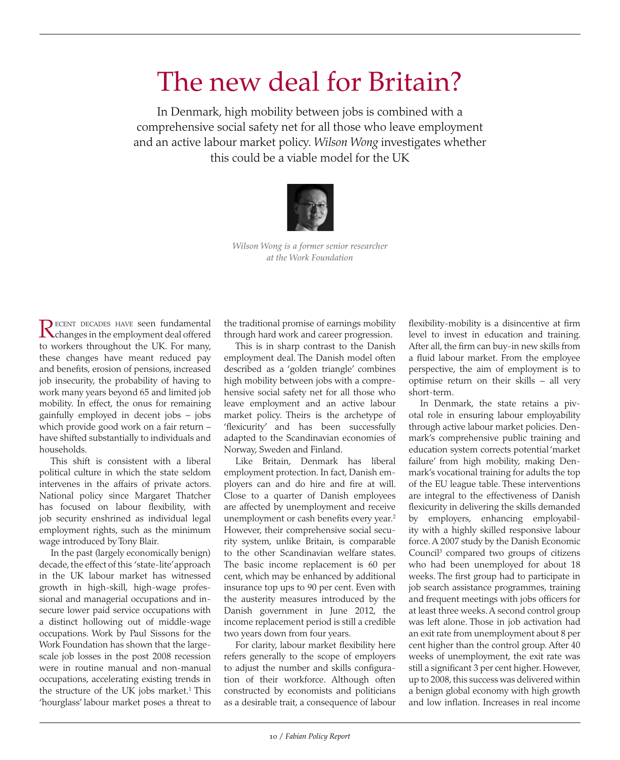# The new deal for Britain?

In Denmark, high mobility between jobs is combined with a comprehensive social safety net for all those who leave employment and an active labour market policy. *Wilson Wong* investigates whether this could be a viable model for the UK

*Wilson Wong is a former senior researcher at the Work Foundation*

Recent decades have seen fundamental changes in the employment deal offered to workers throughout the UK. For many, these changes have meant reduced pay and benefits, erosion of pensions, increased job insecurity, the probability of having to work many years beyond 65 and limited job mobility. In effect, the onus for remaining gainfully employed in decent jobs – jobs which provide good work on a fair return – have shifted substantially to individuals and households.

This shift is consistent with a liberal political culture in which the state seldom intervenes in the affairs of private actors. National policy since Margaret Thatcher has focused on labour flexibility, with job security enshrined as individual legal employment rights, such as the minimum wage introduced by Tony Blair.

In the past (largely economically benign) decade, the effect of this 'state-lite' approach in the UK labour market has witnessed growth in high-skill, high-wage professional and managerial occupations and insecure lower paid service occupations with a distinct hollowing out of middle-wage occupations. Work by Paul Sissons for the Work Foundation has shown that the large-scale job losses in the post 2008 recession were in routine manual and non-manual occupations, accelerating existing trends in the structure of the UK jobs market.[1] This 'hourglass' labour market poses a threat to the traditional promise of earnings mobility through hard work and career progression.

This is in sharp contrast to the Danish employment deal. The Danish model often described as a 'golden triangle' combines high mobility between jobs with a comprehensive social safety net for all those who leave employment and an active labour market policy. Theirs is the archetype of 'flexicurity' and has been successfully adapted to the Scandinavian economies of Norway, Sweden and Finland.

Like Britain, Denmark has liberal employment protection. In fact, Danish employers can and do hire and fire at will. Close to a quarter of Danish employees are affected by unemployment and receive unemployment or cash benefits every year.[2] However, their comprehensive social security system, unlike Britain, is comparable to the other Scandinavian welfare states. The basic income replacement is 60 per cent, which may be enhanced by additional insurance top ups to 90 per cent. Even with the austerity measures introduced by the Danish government in June 2012, the income replacement period is still a credible two years down from four years.

For clarity, labour market flexibility here refers generally to the scope of employers to adjust the number and skills configuration of their workforce. Although often constructed by economists and politicians as a desirable trait, a consequence of labour flexibility-mobility is a disincentive at firm level to invest in education and training. After all, the firm can buy-in new skills from a fluid labour market. From the employee perspective, the aim of employment is to optimise return on their skills – all very short-term.

In Denmark, the state retains a pivotal role in ensuring labour employability through active labour market policies. Denmark's comprehensive public training and education system corrects potential 'market failure' from high mobility, making Denmark's vocational training for adults the top of the EU league table. These interventions are integral to the effectiveness of Danish flexicurity in delivering the skills demanded by employers, enhancing employability with a highly skilled responsive labour force. A 2007 study by the Danish Economic Council[3] compared two groups of citizens who had been unemployed for about 18 weeks. The first group had to participate in job search assistance programmes, training and frequent meetings with jobs officers for at least three weeks. A second control group was left alone. Those in job activation had an exit rate from unemployment about 8 per cent higher than the control group. After 40 weeks of unemployment, the exit rate was still a significant 3 per cent higher. However, up to 2008, this success was delivered within a benign global economy with high growth and low inflation. Increases in real income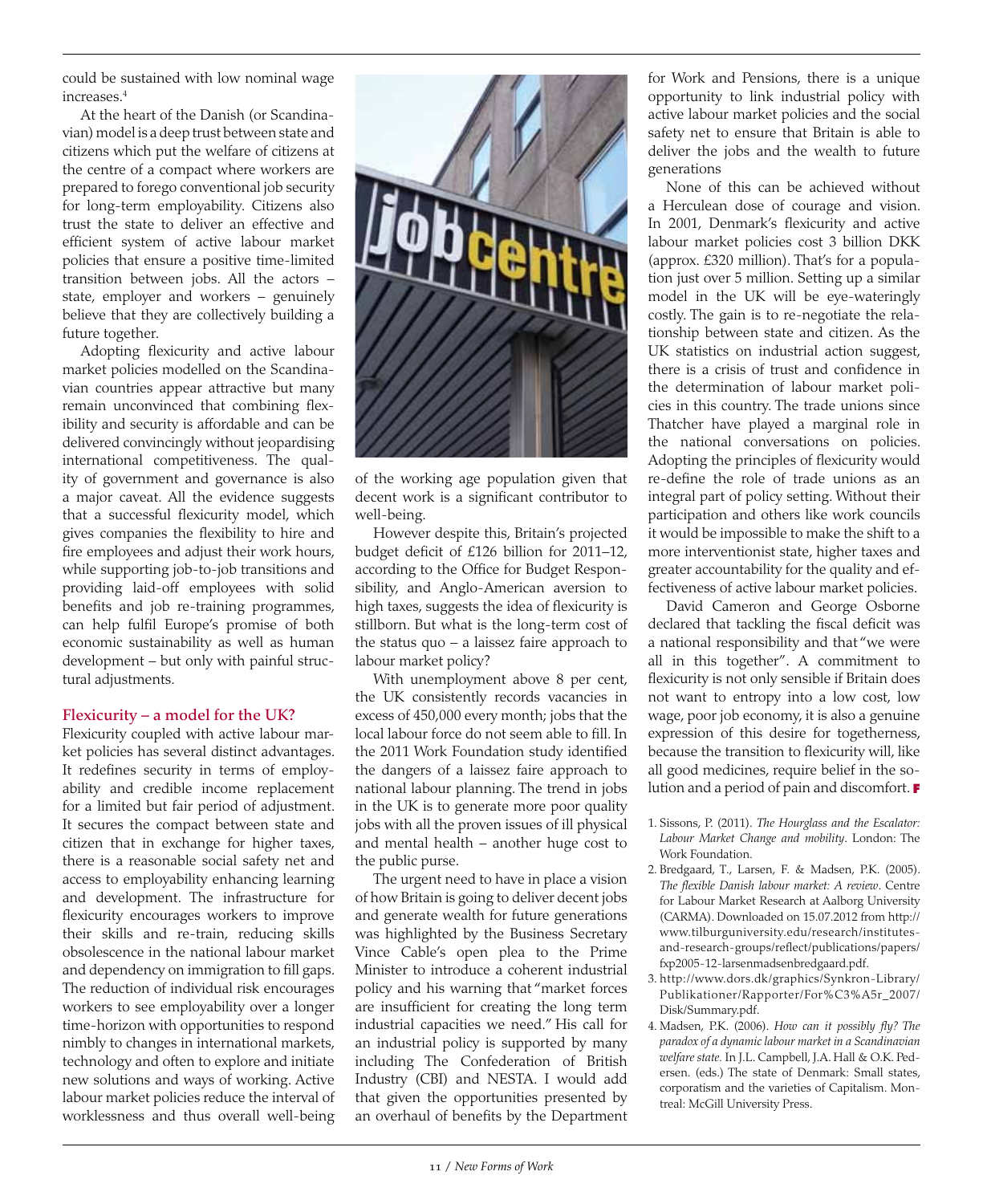could be sustained with low nominal wage increases.[4]

At the heart of the Danish (or Scandinavian) model is a deep trust between state and citizens which put the welfare of citizens at the centre of a compact where workers are prepared to forego conventional job security for long-term employability. Citizens also trust the state to deliver an effective and efficient system of active labour market policies that ensure a positive time-limited transition between jobs. All the actors – state, employer and workers – genuinely believe that they are collectively building a future together.

Adopting flexicurity and active labour market policies modelled on the Scandinavian countries appear attractive but many remain unconvinced that combining flexibility and security is affordable and can be delivered convincingly without jeopardising international competitiveness. The quality of government and governance is also a major caveat. All the evidence suggests that a successful flexicurity model, which gives companies the flexibility to hire and fire employees and adjust their work hours, while supporting job-to-job transitions and providing laid-off employees with solid benefits and job re-training programmes, can help fulfil Europe's promise of both economic sustainability as well as human development – but only with painful structural adjustments.

### Flexicurity – a model for the UK?

Flexicurity coupled with active labour market policies has several distinct advantages. It redefines security in terms of employability and credible income replacement for a limited but fair period of adjustment. It secures the compact between state and citizen that in exchange for higher taxes, there is a reasonable social safety net and access to employability enhancing learning and development. The infrastructure for flexicurity encourages workers to improve their skills and re-train, reducing skills obsolescence in the national labour market and dependency on immigration to fill gaps. The reduction of individual risk encourages workers to see employability over a longer time-horizon with opportunities to respond nimbly to changes in international markets, technology and often to explore and initiate new solutions and ways of working. Active labour market policies reduce the interval of worklessness and thus overall well-being of the working age population given that decent work is a significant contributor to well-being.

However despite this, Britain's projected budget deficit of £126 billion for 2011–12, according to the Office for Budget Responsibility, and Anglo-American aversion to high taxes, suggests the idea of flexicurity is stillborn. But what is the long-term cost of the status quo – a laissez faire approach to labour market policy?

With unemployment above 8 per cent, the UK consistently records vacancies in excess of 450,000 every month; jobs that the local labour force do not seem able to fill. In the 2011 Work Foundation study identified the dangers of a laissez faire approach to national labour planning. The trend in jobs in the UK is to generate more poor quality jobs with all the proven issues of ill physical and mental health – another huge cost to the public purse.

The urgent need to have in place a vision of how Britain is going to deliver decent jobs and generate wealth for future generations was highlighted by the Business Secretary Vince Cable's open plea to the Prime Minister to introduce a coherent industrial policy and his warning that "market forces are insufficient for creating the long term industrial capacities we need." His call for an industrial policy is supported by many including The Confederation of British Industry (CBI) and NESTA. I would add that given the opportunities presented by an overhaul of benefits by the Department for Work and Pensions, there is a unique opportunity to link industrial policy with active labour market policies and the social safety net to ensure that Britain is able to deliver the jobs and the wealth to future generations

None of this can be achieved without a Herculean dose of courage and vision. In 2001, Denmark's flexicurity and active labour market policies cost 3 billion DKK (approx. £320 million). That's for a population just over 5 million. Setting up a similar model in the UK will be eye-wateringly costly. The gain is to re-negotiate the relationship between state and citizen. As the UK statistics on industrial action suggest, there is a crisis of trust and confidence in the determination of labour market policies in this country. The trade unions since Thatcher have played a marginal role in the national conversations on policies. Adopting the principles of flexicurity would re-define the role of trade unions as an integral part of policy setting. Without their participation and others like work councils it would be impossible to make the shift to a more interventionist state, higher taxes and greater accountability for the quality and effectiveness of active labour market policies.

David Cameron and George Osborne declared that tackling the fiscal deficit was a national responsibility and that "we were all in this together". A commitment to flexicurity is not only sensible if Britain does not want to entropy into a low cost, low wage, poor job economy, it is also a genuine expression of this desire for togetherness, because the transition to flexicurity will, like all good medicines, require belief in the solution and a period of pain and discomfort.

1. Sissons, P. (2011). *The Hourglass and the Escalator: Labour Market Change and mobility*. London: The Work Foundation.
2. Bredgaard, T., Larsen, F. & Madsen, P.K. (2005). *The flexible Danish labour market: A review*. Centre for Labour Market Research at Aalborg University (CARMA). Downloaded on 15.07.2012 from http://www.tilburguniversity.edu/research/institutes-and-research-groups/reflect/publications/papers/fxp2005-12-larsenmadsenbredgaard.pdf.
3. http://www.dors.dk/graphics/Synkron-Library/Publikationer/Rapporter/For%C3%A5r_2007/Disk/Summary.pdf.
4. Madsen, P.K. (2006). *How can it possibly fly? The paradox of a dynamic labour market in a Scandinavian welfare state*. In J.L. Campbell, J.A. Hall & O.K. Pedersen. (eds.) The state of Denmark: Small states, corporatism and the varieties of Capitalism. Montreal: McGill University Press.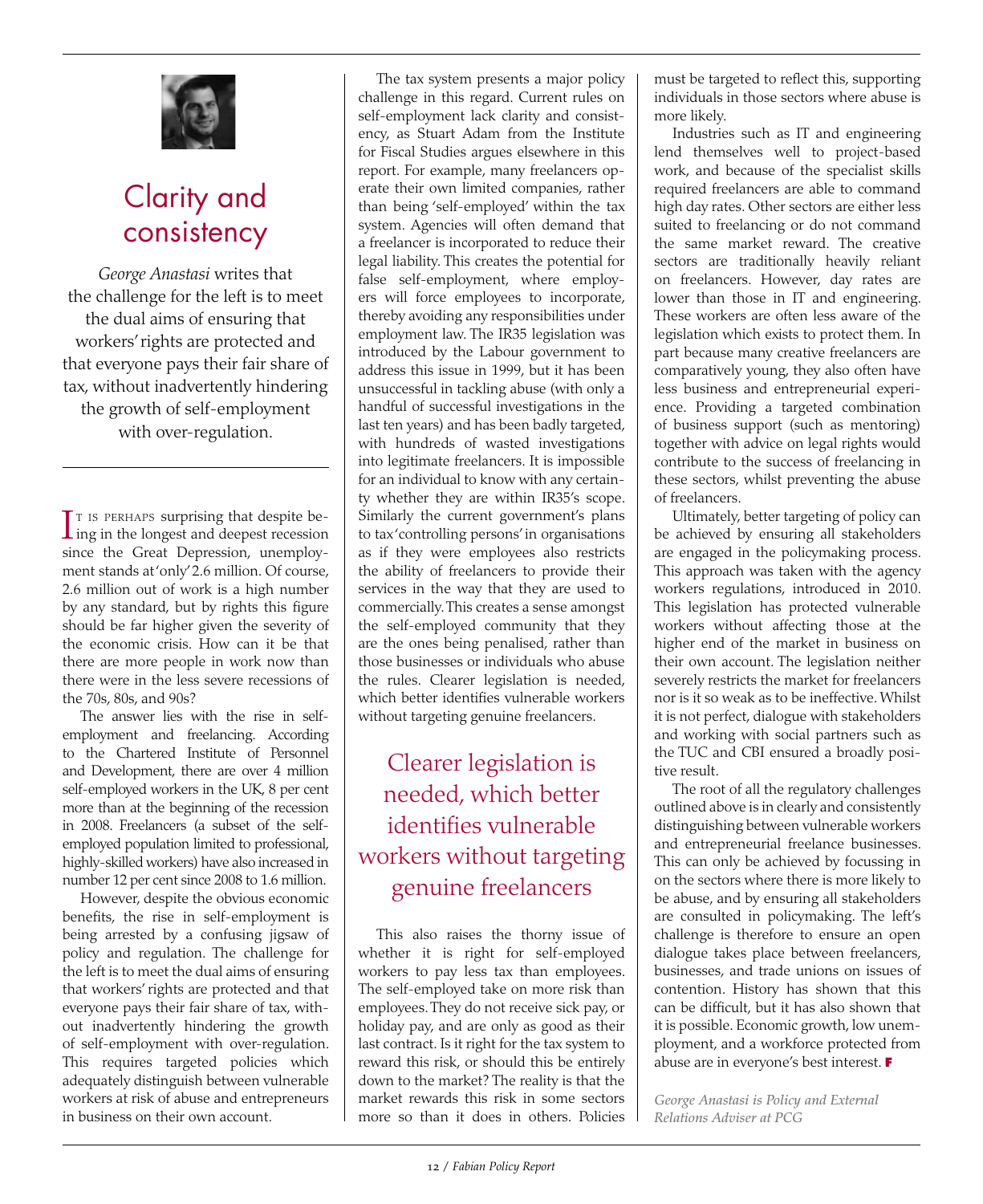# Clarity and consistency

*George Anastasi* writes that the challenge for the left is to meet the dual aims of ensuring that workers' rights are protected and that everyone pays their fair share of tax, without inadvertently hindering the growth of self-employment with over-regulation.

It is perhaps surprising that despite being in the longest and deepest recession since the Great Depression, unemployment stands at 'only' 2.6 million. Of course, 2.6 million out of work is a high number by any standard, but by rights this figure should be far higher given the severity of the economic crisis. How can it be that there are more people in work now than there were in the less severe recessions of the 70s, 80s, and 90s?

The answer lies with the rise in self-employment and freelancing. According to the Chartered Institute of Personnel and Development, there are over 4 million self-employed workers in the UK, 8 per cent more than at the beginning of the recession in 2008. Freelancers (a subset of the self-employed population limited to professional, highly-skilled workers) have also increased in number 12 per cent since 2008 to 1.6 million.

However, despite the obvious economic benefits, the rise in self-employment is being arrested by a confusing jigsaw of policy and regulation. The challenge for the left is to meet the dual aims of ensuring that workers' rights are protected and that everyone pays their fair share of tax, without inadvertently hindering the growth of self-employment with over-regulation. This requires targeted policies which adequately distinguish between vulnerable workers at risk of abuse and entrepreneurs in business on their own account.

The tax system presents a major policy challenge in this regard. Current rules on self-employment lack clarity and consistency, as Stuart Adam from the Institute for Fiscal Studies argues elsewhere in this report. For example, many freelancers operate their own limited companies, rather than being 'self-employed' within the tax system. Agencies will often demand that a freelancer is incorporated to reduce their legal liability. This creates the potential for false self-employment, where employers will force employees to incorporate, thereby avoiding any responsibilities under employment law. The IR35 legislation was introduced by the Labour government to address this issue in 1999, but it has been unsuccessful in tackling abuse (with only a handful of successful investigations in the last ten years) and has been badly targeted, with hundreds of wasted investigations into legitimate freelancers. It is impossible for an individual to know with any certainty whether they are within IR35's scope. Similarly the current government's plans to tax 'controlling persons' in organisations as if they were employees also restricts the ability of freelancers to provide their services in the way that they are used to commercially. This creates a sense amongst the self-employed community that they are the ones being penalised, rather than those businesses or individuals who abuse the rules. Clearer legislation is needed, which better identifies vulnerable workers without targeting genuine freelancers.

> Clearer legislation is needed, which better identifies vulnerable workers without targeting genuine freelancers

This also raises the thorny issue of whether it is right for self-employed workers to pay less tax than employees. The self-employed take on more risk than employees. They do not receive sick pay, or holiday pay, and are only as good as their last contract. Is it right for the tax system to reward this risk, or should this be entirely down to the market? The reality is that the market rewards this risk in some sectors more so than it does in others. Policies must be targeted to reflect this, supporting individuals in those sectors where abuse is more likely.

Industries such as IT and engineering lend themselves well to project-based work, and because of the specialist skills required freelancers are able to command high day rates. Other sectors are either less suited to freelancing or do not command the same market reward. The creative sectors are traditionally heavily reliant on freelancers. However, day rates are lower than those in IT and engineering. These workers are often less aware of the legislation which exists to protect them. In part because many creative freelancers are comparatively young, they also often have less business and entrepreneurial experience. Providing a targeted combination of business support (such as mentoring) together with advice on legal rights would contribute to the success of freelancing in these sectors, whilst preventing the abuse of freelancers.

Ultimately, better targeting of policy can be achieved by ensuring all stakeholders are engaged in the policymaking process. This approach was taken with the agency workers regulations, introduced in 2010. This legislation has protected vulnerable workers without affecting those at the higher end of the market in business on their own account. The legislation neither severely restricts the market for freelancers nor is it so weak as to be ineffective. Whilst it is not perfect, dialogue with stakeholders and working with social partners such as the TUC and CBI ensured a broadly positive result.

The root of all the regulatory challenges outlined above is in clearly and consistently distinguishing between vulnerable workers and entrepreneurial freelance businesses. This can only be achieved by focussing in on the sectors where there is more likely to be abuse, and by ensuring all stakeholders are consulted in policymaking. The left's challenge is therefore to ensure an open dialogue takes place between freelancers, businesses, and trade unions on issues of contention. History has shown that this can be difficult, but it has also shown that it is possible. Economic growth, low unemployment, and a workforce protected from abuse are in everyone's best interest.

*George Anastasi is Policy and External Relations Adviser at PCG*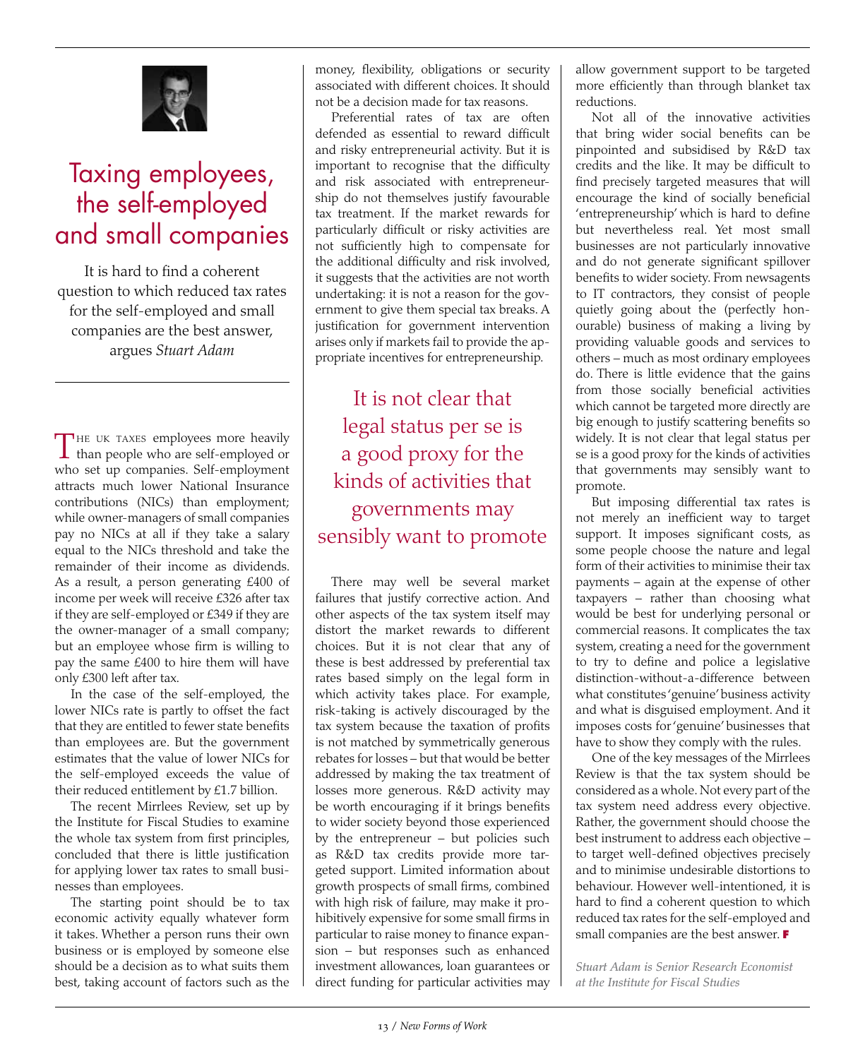# Taxing employees, the self-employed and small companies

It is hard to find a coherent question to which reduced tax rates for the self-employed and small companies are the best answer, argues *Stuart Adam*

The UK taxes employees more heavily than people who are self-employed or who set up companies. Self-employment attracts much lower National Insurance contributions (NICs) than employment; while owner-managers of small companies pay no NICs at all if they take a salary equal to the NICs threshold and take the remainder of their income as dividends. As a result, a person generating £400 of income per week will receive £326 after tax if they are self-employed or £349 if they are the owner-manager of a small company; but an employee whose firm is willing to pay the same £400 to hire them will have only £300 left after tax.

In the case of the self-employed, the lower NICs rate is partly to offset the fact that they are entitled to fewer state benefits than employees are. But the government estimates that the value of lower NICs for the self-employed exceeds the value of their reduced entitlement by £1.7 billion.

The recent Mirrlees Review, set up by the Institute for Fiscal Studies to examine the whole tax system from first principles, concluded that there is little justification for applying lower tax rates to small businesses than employees.

The starting point should be to tax economic activity equally whatever form it takes. Whether a person runs their own business or is employed by someone else should be a decision as to what suits them best, taking account of factors such as the money, flexibility, obligations or security associated with different choices. It should not be a decision made for tax reasons.

Preferential rates of tax are often defended as essential to reward difficult and risky entrepreneurial activity. But it is important to recognise that the difficulty and risk associated with entrepreneurship do not themselves justify favourable tax treatment. If the market rewards for particularly difficult or risky activities are not sufficiently high to compensate for the additional difficulty and risk involved, it suggests that the activities are not worth undertaking: it is not a reason for the government to give them special tax breaks. A justification for government intervention arises only if markets fail to provide the appropriate incentives for entrepreneurship.

> It is not clear that legal status per se is a good proxy for the kinds of activities that governments may sensibly want to promote

There may well be several market failures that justify corrective action. And other aspects of the tax system itself may distort the market rewards to different choices. But it is not clear that any of these is best addressed by preferential tax rates based simply on the legal form in which activity takes place. For example, risk-taking is actively discouraged by the tax system because the taxation of profits is not matched by symmetrically generous rebates for losses – but that would be better addressed by making the tax treatment of losses more generous. R&D activity may be worth encouraging if it brings benefits to wider society beyond those experienced by the entrepreneur – but policies such as R&D tax credits provide more targeted support. Limited information about growth prospects of small firms, combined with high risk of failure, may make it prohibitively expensive for some small firms in particular to raise money to finance expansion – but responses such as enhanced investment allowances, loan guarantees or direct funding for particular activities may allow government support to be targeted more efficiently than through blanket tax reductions.

Not all of the innovative activities that bring wider social benefits can be pinpointed and subsidised by R&D tax credits and the like. It may be difficult to find precisely targeted measures that will encourage the kind of socially beneficial 'entrepreneurship' which is hard to define but nevertheless real. Yet most small businesses are not particularly innovative and do not generate significant spillover benefits to wider society. From newsagents to IT contractors, they consist of people quietly going about the (perfectly honourable) business of making a living by providing valuable goods and services to others – much as most ordinary employees do. There is little evidence that the gains from those socially beneficial activities which cannot be targeted more directly are big enough to justify scattering benefits so widely. It is not clear that legal status per se is a good proxy for the kinds of activities that governments may sensibly want to promote.

But imposing differential tax rates is not merely an inefficient way to target support. It imposes significant costs, as some people choose the nature and legal form of their activities to minimise their tax payments – again at the expense of other taxpayers – rather than choosing what would be best for underlying personal or commercial reasons. It complicates the tax system, creating a need for the government to try to define and police a legislative distinction-without-a-difference between what constitutes 'genuine' business activity and what is disguised employment. And it imposes costs for 'genuine' businesses that have to show they comply with the rules.

One of the key messages of the Mirrlees Review is that the tax system should be considered as a whole. Not every part of the tax system need address every objective. Rather, the government should choose the best instrument to address each objective – to target well-defined objectives precisely and to minimise undesirable distortions to behaviour. However well-intentioned, it is hard to find a coherent question to which reduced tax rates for the self-employed and small companies are the best answer.

*Stuart Adam is Senior Research Economist at the Institute for Fiscal Studies*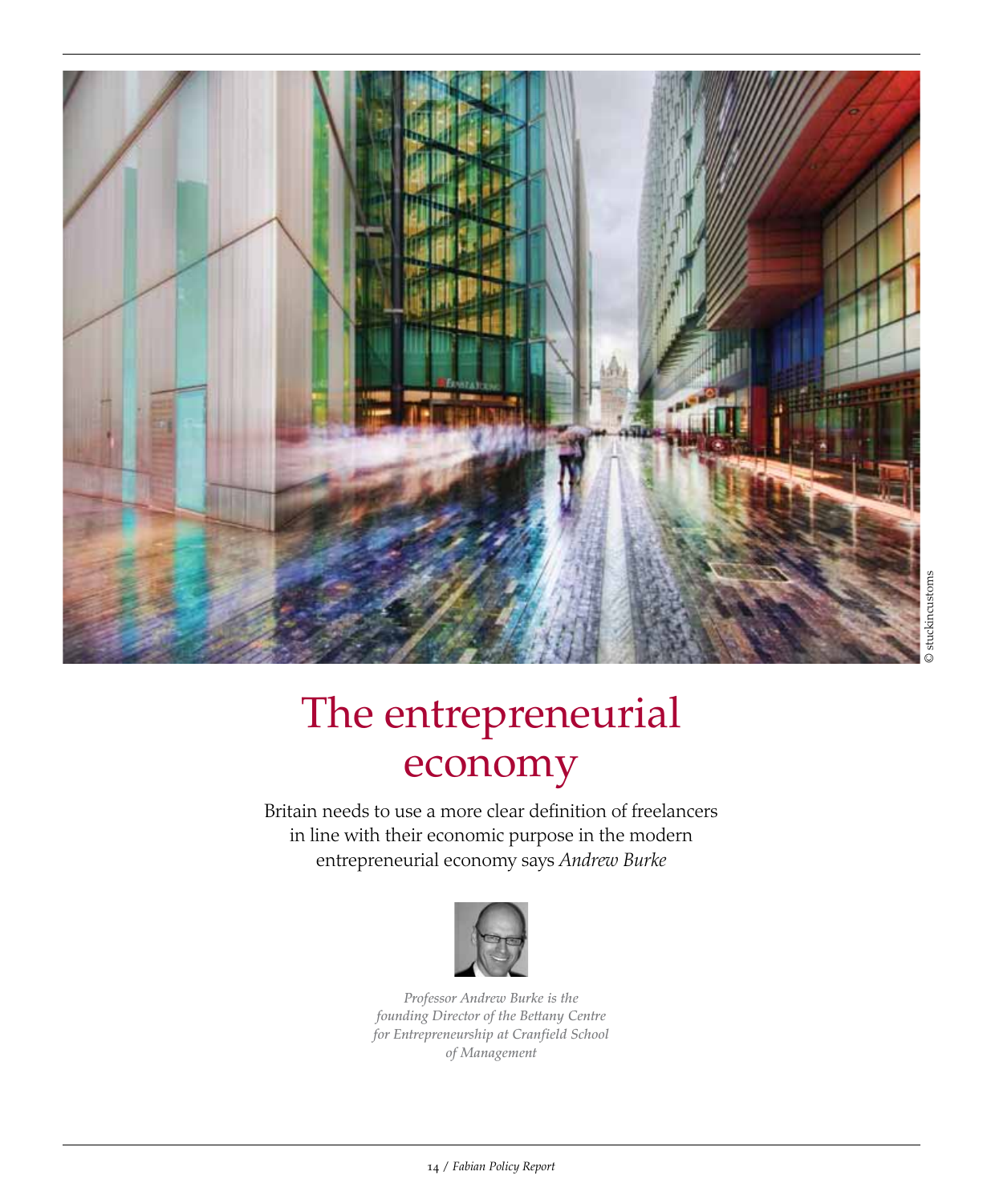© stuckincustoms

# The entrepreneurial economy

Britain needs to use a more clear definition of freelancers in line with their economic purpose in the modern entrepreneurial economy says *Andrew Burke*

*Professor Andrew Burke is the founding Director of the Bettany Centre for Entrepreneurship at Cranfield School of Management*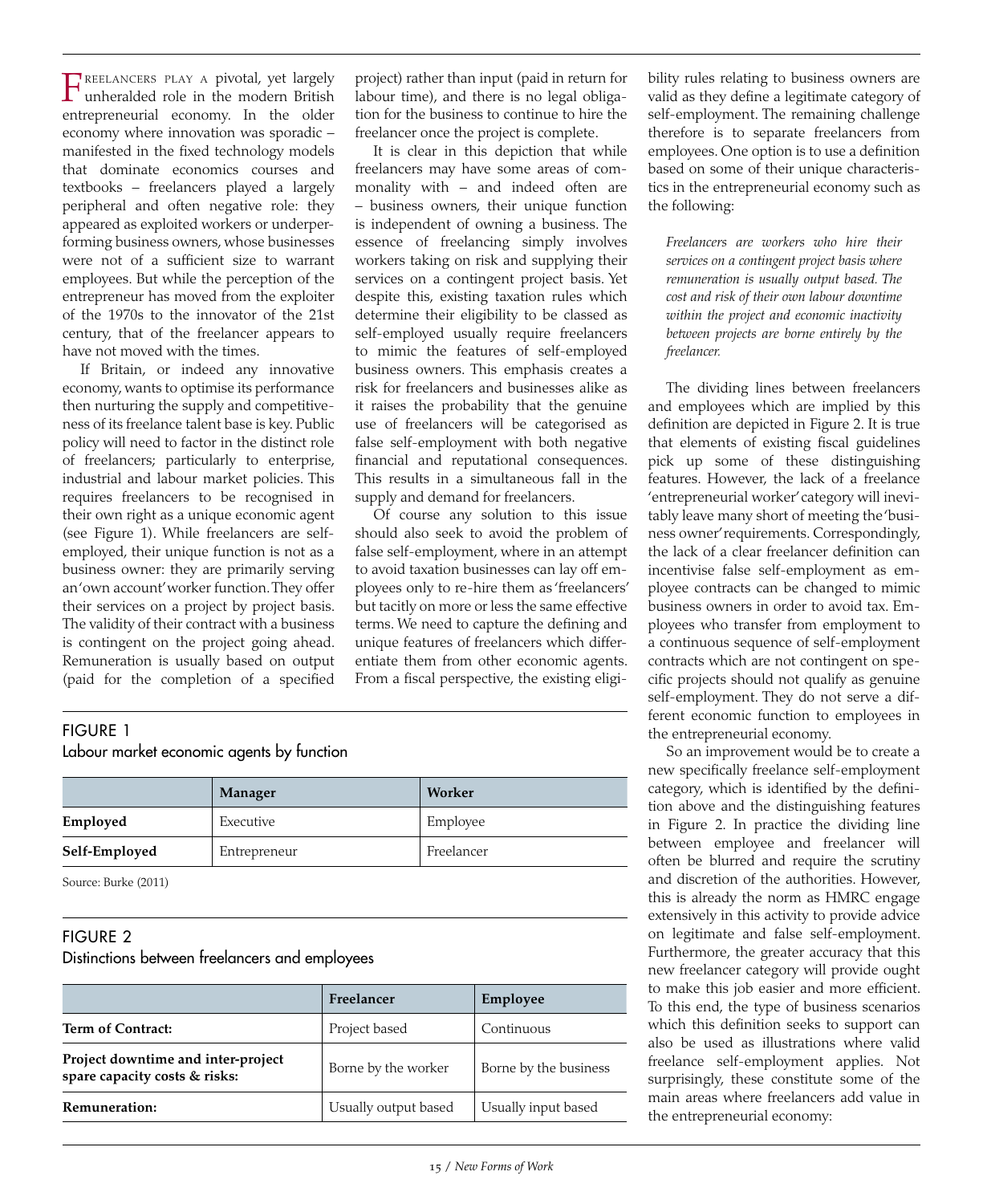Freelancers play a pivotal, yet largely unheralded role in the modern British entrepreneurial economy. In the older economy where innovation was sporadic – manifested in the fixed technology models that dominate economics courses and textbooks – freelancers played a largely peripheral and often negative role: they appeared as exploited workers or underperforming business owners, whose businesses were not of a sufficient size to warrant employees. But while the perception of the entrepreneur has moved from the exploiter of the 1970s to the innovator of the 21st century, that of the freelancer appears to have not moved with the times.

If Britain, or indeed any innovative economy, wants to optimise its performance then nurturing the supply and competitiveness of its freelance talent base is key. Public policy will need to factor in the distinct role of freelancers; particularly to enterprise, industrial and labour market policies. This requires freelancers to be recognised in their own right as a unique economic agent (see Figure 1). While freelancers are self-employed, their unique function is not as a business owner: they are primarily serving an 'own account' worker function. They offer their services on a project by project basis. The validity of their contract with a business is contingent on the project going ahead. Remuneration is usually based on output (paid for the completion of a specified project) rather than input (paid in return for labour time), and there is no legal obligation for the business to continue to hire the freelancer once the project is complete.

It is clear in this depiction that while freelancers may have some areas of commonality with – and indeed often are – business owners, their unique function is independent of owning a business. The essence of freelancing simply involves workers taking on risk and supplying their services on a contingent project basis. Yet despite this, existing taxation rules which determine their eligibility to be classed as self-employed usually require freelancers to mimic the features of self-employed business owners. This emphasis creates a risk for freelancers and businesses alike as it raises the probability that the genuine use of freelancers will be categorised as false self-employment with both negative financial and reputational consequences. This results in a simultaneous fall in the supply and demand for freelancers.

Of course any solution to this issue should also seek to avoid the problem of false self-employment, where in an attempt to avoid taxation businesses can lay off employees only to re-hire them as 'freelancers' but tacitly on more or less the same effective terms. We need to capture the defining and unique features of freelancers which differentiate them from other economic agents. From a fiscal perspective, the existing eligibility rules relating to business owners are valid as they define a legitimate category of self-employment. The remaining challenge therefore is to separate freelancers from employees. One option is to use a definition based on some of their unique characteristics in the entrepreneurial economy such as the following:

> *Freelancers are workers who hire their services on a contingent project basis where remuneration is usually output based. The cost and risk of their own labour downtime within the project and economic inactivity between projects are borne entirely by the freelancer.*

The dividing lines between freelancers and employees which are implied by this definition are depicted in Figure 2. It is true that elements of existing fiscal guidelines pick up some of these distinguishing features. However, the lack of a freelance 'entrepreneurial worker' category will inevitably leave many short of meeting the 'business owner' requirements. Correspondingly, the lack of a clear freelancer definition can incentivise false self-employment as employee contracts can be changed to mimic business owners in order to avoid tax. Employees who transfer from employment to a continuous sequence of self-employment contracts which are not contingent on specific projects should not qualify as genuine self-employment. They do not serve a different economic function to employees in the entrepreneurial economy.

So an improvement would be to create a new specifically freelance self-employment category, which is identified by the definition above and the distinguishing features in Figure 2. In practice the dividing line between employee and freelancer will often be blurred and require the scrutiny and discretion of the authorities. However, this is already the norm as HMRC engage extensively in this activity to provide advice on legitimate and false self-employment. Furthermore, the greater accuracy that this new freelancer category will provide ought to make this job easier and more efficient. To this end, the type of business scenarios which this definition seeks to support can also be used as illustrations where valid freelance self-employment applies. Not surprisingly, these constitute some of the main areas where freelancers add value in the entrepreneurial economy:

FIGURE 1
Labour market economic agents by function

| | **Manager** | **Worker** |
|---|---|---|
| **Employed** | Executive | Employee |
| **Self-Employed** | Entrepreneur | Freelancer |

Source: Burke (2011)

FIGURE 2
Distinctions between freelancers and employees

| | **Freelancer** | **Employee** |
|---|---|---|
| **Term of Contract:** | Project based | Continuous |
| **Project downtime and inter-project spare capacity costs & risks:** | Borne by the worker | Borne by the business |
| **Remuneration:** | Usually output based | Usually input based |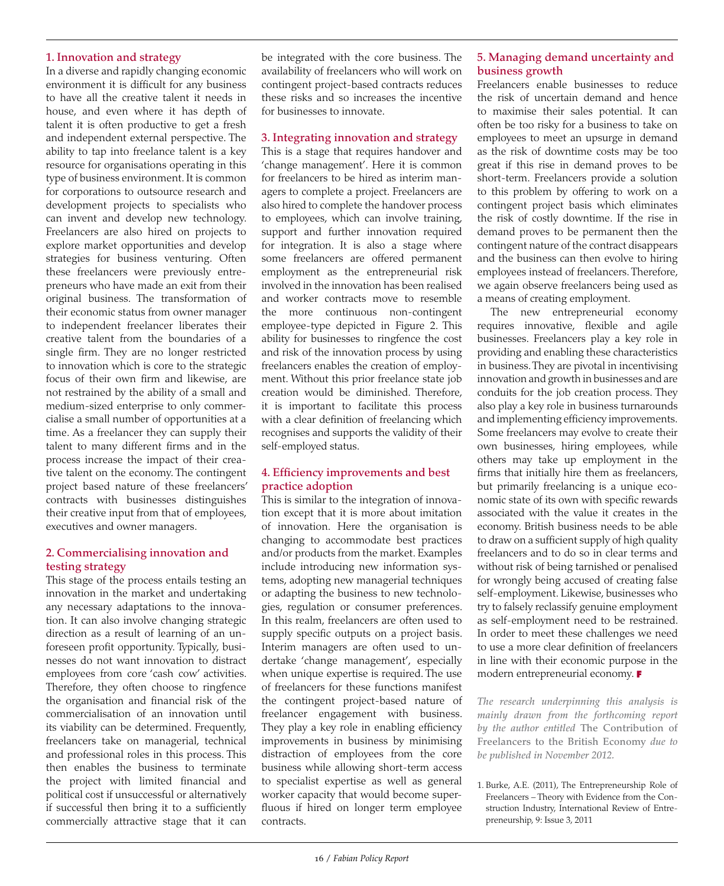### 1. Innovation and strategy

In a diverse and rapidly changing economic environment it is difficult for any business to have all the creative talent it needs in house, and even where it has depth of talent it is often productive to get a fresh and independent external perspective. The ability to tap into freelance talent is a key resource for organisations operating in this type of business environment. It is common for corporations to outsource research and development projects to specialists who can invent and develop new technology. Freelancers are also hired on projects to explore market opportunities and develop strategies for business venturing. Often these freelancers were previously entrepreneurs who have made an exit from their original business. The transformation of their economic status from owner manager to independent freelancer liberates their creative talent from the boundaries of a single firm. They are no longer restricted to innovation which is core to the strategic focus of their own firm and likewise, are not restrained by the ability of a small and medium-sized enterprise to only commercialise a small number of opportunities at a time. As a freelancer they can supply their talent to many different firms and in the process increase the impact of their creative talent on the economy. The contingent project based nature of these freelancers' contracts with businesses distinguishes their creative input from that of employees, executives and owner managers.

### 2. Commercialising innovation and testing strategy

This stage of the process entails testing an innovation in the market and undertaking any necessary adaptations to the innovation. It can also involve changing strategic direction as a result of learning of an unforeseen profit opportunity. Typically, businesses do not want innovation to distract employees from core 'cash cow' activities. Therefore, they often choose to ringfence the organisation and financial risk of the commercialisation of an innovation until its viability can be determined. Frequently, freelancers take on managerial, technical and professional roles in this process. This then enables the business to terminate the project with limited financial and political cost if unsuccessful or alternatively if successful then bring it to a sufficiently commercially attractive stage that it can be integrated with the core business. The availability of freelancers who will work on contingent project-based contracts reduces these risks and so increases the incentive for businesses to innovate.

### 3. Integrating innovation and strategy

This is a stage that requires handover and 'change management'. Here it is common for freelancers to be hired as interim managers to complete a project. Freelancers are also hired to complete the handover process to employees, which can involve training, support and further innovation required for integration. It is also a stage where some freelancers are offered permanent employment as the entrepreneurial risk involved in the innovation has been realised and worker contracts move to resemble the more continuous non-contingent employee-type depicted in Figure 2. This ability for businesses to ringfence the cost and risk of the innovation process by using freelancers enables the creation of employment. Without this prior freelance state job creation would be diminished. Therefore, it is important to facilitate this process with a clear definition of freelancing which recognises and supports the validity of their self-employed status.

### 4. Efficiency improvements and best practice adoption

This is similar to the integration of innovation except that it is more about imitation of innovation. Here the organisation is changing to accommodate best practices and/or products from the market. Examples include introducing new information systems, adopting new managerial techniques or adapting the business to new technologies, regulation or consumer preferences. In this realm, freelancers are often used to supply specific outputs on a project basis. Interim managers are often used to undertake 'change management', especially when unique expertise is required. The use of freelancers for these functions manifest the contingent project-based nature of freelancer engagement with business. They play a key role in enabling efficiency improvements in business by minimising distraction of employees from the core business while allowing short-term access to specialist expertise as well as general worker capacity that would become superfluous if hired on longer term employee contracts.

### 5. Managing demand uncertainty and business growth

Freelancers enable businesses to reduce the risk of uncertain demand and hence to maximise their sales potential. It can often be too risky for a business to take on employees to meet an upsurge in demand as the risk of downtime costs may be too great if this rise in demand proves to be short-term. Freelancers provide a solution to this problem by offering to work on a contingent project basis which eliminates the risk of costly downtime. If the rise in demand proves to be permanent then the contingent nature of the contract disappears and the business can then evolve to hiring employees instead of freelancers. Therefore, we again observe freelancers being used as a means of creating employment.

The new entrepreneurial economy requires innovative, flexible and agile businesses. Freelancers play a key role in providing and enabling these characteristics in business. They are pivotal in incentivising innovation and growth in businesses and are conduits for the job creation process. They also play a key role in business turnarounds and implementing efficiency improvements. Some freelancers may evolve to create their own businesses, hiring employees, while others may take up employment in the firms that initially hire them as freelancers, but primarily freelancing is a unique economic state of its own with specific rewards associated with the value it creates in the economy. British business needs to be able to draw on a sufficient supply of high quality freelancers and to do so in clear terms and without risk of being tarnished or penalised for wrongly being accused of creating false self-employment. Likewise, businesses who try to falsely reclassify genuine employment as self-employment need to be restrained. In order to meet these challenges we need to use a more clear definition of freelancers in line with their economic purpose in the modern entrepreneurial economy.

*The research underpinning this analysis is mainly drawn from the forthcoming report by the author entitled* **The Contribution of Freelancers to the British Economy** *due to be published in November 2012.*

1. Burke, A.E. (2011), The Entrepreneurship Role of Freelancers – Theory with Evidence from the Construction Industry, International Review of Entrepreneurship, 9: Issue 3, 2011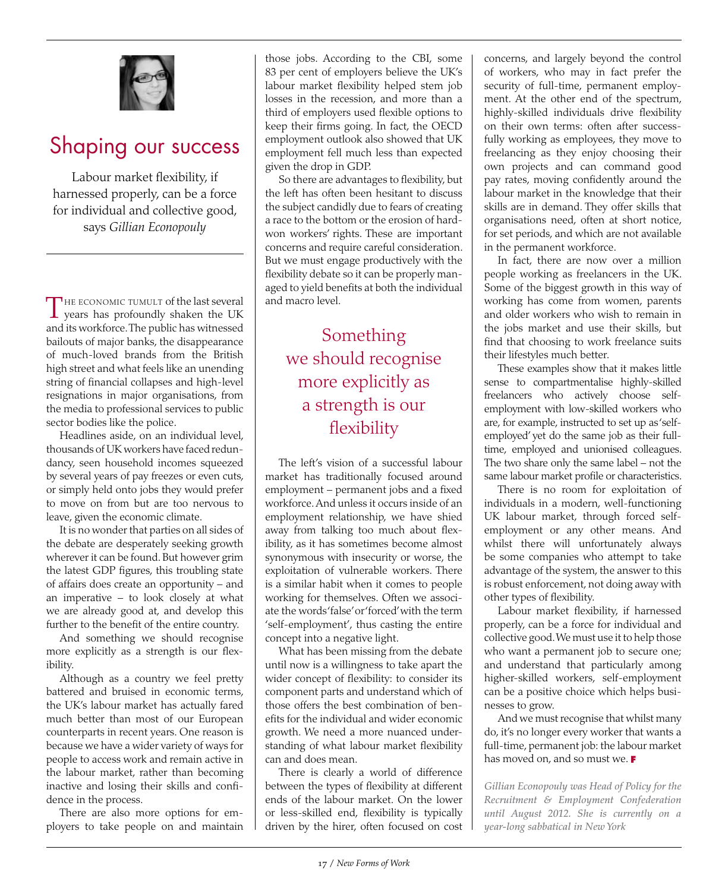# Shaping our success

Labour market flexibility, if harnessed properly, can be a force for individual and collective good, says *Gillian Econopouly*

The economic tumult of the last several years has profoundly shaken the UK and its workforce. The public has witnessed bailouts of major banks, the disappearance of much-loved brands from the British high street and what feels like an unending string of financial collapses and high-level resignations in major organisations, from the media to professional services to public sector bodies like the police.

Headlines aside, on an individual level, thousands of UK workers have faced redundancy, seen household incomes squeezed by several years of pay freezes or even cuts, or simply held onto jobs they would prefer to move on from but are too nervous to leave, given the economic climate.

It is no wonder that parties on all sides of the debate are desperately seeking growth wherever it can be found. But however grim the latest GDP figures, this troubling state of affairs does create an opportunity – and an imperative – to look closely at what we are already good at, and develop this further to the benefit of the entire country.

And something we should recognise more explicitly as a strength is our flexibility.

Although as a country we feel pretty battered and bruised in economic terms, the UK's labour market has actually fared much better than most of our European counterparts in recent years. One reason is because we have a wider variety of ways for people to access work and remain active in the labour market, rather than becoming inactive and losing their skills and confidence in the process.

There are also more options for employers to take people on and maintain those jobs. According to the CBI, some 83 per cent of employers believe the UK's labour market flexibility helped stem job losses in the recession, and more than a third of employers used flexible options to keep their firms going. In fact, the OECD employment outlook also showed that UK employment fell much less than expected given the drop in GDP.

So there are advantages to flexibility, but the left has often been hesitant to discuss the subject candidly due to fears of creating a race to the bottom or the erosion of hard-won workers' rights. These are important concerns and require careful consideration. But we must engage productively with the flexibility debate so it can be properly managed to yield benefits at both the individual and macro level.

> Something we should recognise more explicitly as a strength is our flexibility

The left's vision of a successful labour market has traditionally focused around employment – permanent jobs and a fixed workforce. And unless it occurs inside of an employment relationship, we have shied away from talking too much about flexibility, as it has sometimes become almost synonymous with insecurity or worse, the exploitation of vulnerable workers. There is a similar habit when it comes to people working for themselves. Often we associate the words 'false' or 'forced' with the term 'self-employment', thus casting the entire concept into a negative light.

What has been missing from the debate until now is a willingness to take apart the wider concept of flexibility: to consider its component parts and understand which of those offers the best combination of benefits for the individual and wider economic growth. We need a more nuanced understanding of what labour market flexibility can and does mean.

There is clearly a world of difference between the types of flexibility at different ends of the labour market. On the lower or less-skilled end, flexibility is typically driven by the hirer, often focused on cost concerns, and largely beyond the control of workers, who may in fact prefer the security of full-time, permanent employment. At the other end of the spectrum, highly-skilled individuals drive flexibility on their own terms: often after successfully working as employees, they move to freelancing as they enjoy choosing their own projects and can command good pay rates, moving confidently around the labour market in the knowledge that their skills are in demand. They offer skills that organisations need, often at short notice, for set periods, and which are not available in the permanent workforce.

In fact, there are now over a million people working as freelancers in the UK. Some of the biggest growth in this way of working has come from women, parents and older workers who wish to remain in the jobs market and use their skills, but find that choosing to work freelance suits their lifestyles much better.

These examples show that it makes little sense to compartmentalise highly-skilled freelancers who actively choose self-employment with low-skilled workers who are, for example, instructed to set up as 'self-employed' yet do the same job as their full-time, employed and unionised colleagues. The two share only the same label – not the same labour market profile or characteristics.

There is no room for exploitation of individuals in a modern, well-functioning UK labour market, through forced self-employment or any other means. And whilst there will unfortunately always be some companies who attempt to take advantage of the system, the answer to this is robust enforcement, not doing away with other types of flexibility.

Labour market flexibility, if harnessed properly, can be a force for individual and collective good. We must use it to help those who want a permanent job to secure one; and understand that particularly among higher-skilled workers, self-employment can be a positive choice which helps businesses to grow.

And we must recognise that whilst many do, it's no longer every worker that wants a full-time, permanent job: the labour market has moved on, and so must we.

*Gillian Econopouly was Head of Policy for the Recruitment & Employment Confederation until August 2012. She is currently on a year-long sabbatical in New York*